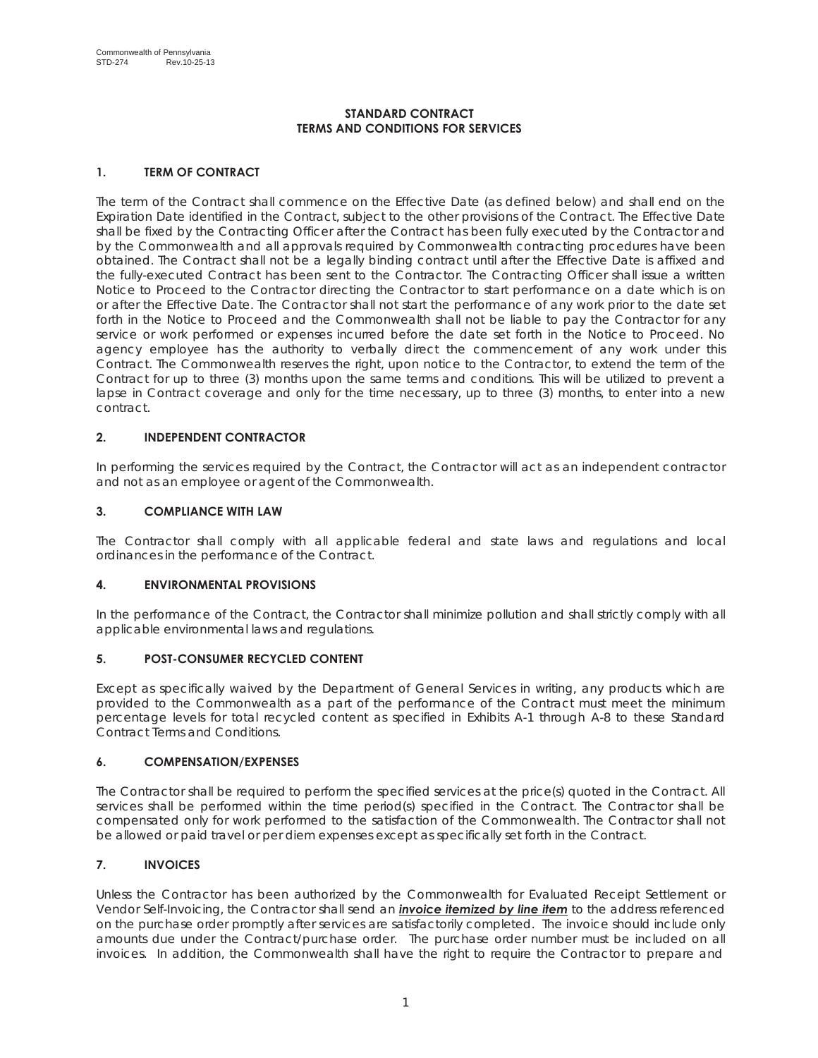Commonwealth of Pennsylvania
STD-274 Rev.10-25-13

# STANDARD CONTRACT
# TERMS AND CONDITIONS FOR SERVICES

## 1. TERM OF CONTRACT

The term of the Contract shall commence on the Effective Date (as defined below) and shall end on the Expiration Date identified in the Contract, subject to the other provisions of the Contract. The Effective Date shall be fixed by the Contracting Officer after the Contract has been fully executed by the Contractor and by the Commonwealth and all approvals required by Commonwealth contracting procedures have been obtained. The Contract shall not be a legally binding contract until after the Effective Date is affixed and the fully-executed Contract has been sent to the Contractor. The Contracting Officer shall issue a written Notice to Proceed to the Contractor directing the Contractor to start performance on a date which is on or after the Effective Date. The Contractor shall not start the performance of any work prior to the date set forth in the Notice to Proceed and the Commonwealth shall not be liable to pay the Contractor for any service or work performed or expenses incurred before the date set forth in the Notice to Proceed. No agency employee has the authority to verbally direct the commencement of any work under this Contract. The Commonwealth reserves the right, upon notice to the Contractor, to extend the term of the Contract for up to three (3) months upon the same terms and conditions. This will be utilized to prevent a lapse in Contract coverage and only for the time necessary, up to three (3) months, to enter into a new contract.

## 2. INDEPENDENT CONTRACTOR

In performing the services required by the Contract, the Contractor will act as an independent contractor and not as an employee or agent of the Commonwealth.

## 3. COMPLIANCE WITH LAW

The Contractor shall comply with all applicable federal and state laws and regulations and local ordinances in the performance of the Contract.

## 4. ENVIRONMENTAL PROVISIONS

In the performance of the Contract, the Contractor shall minimize pollution and shall strictly comply with all applicable environmental laws and regulations.

## 5. POST-CONSUMER RECYCLED CONTENT

Except as specifically waived by the Department of General Services in writing, any products which are provided to the Commonwealth as a part of the performance of the Contract must meet the minimum percentage levels for total recycled content as specified in Exhibits A-1 through A-8 to these Standard Contract Terms and Conditions.

## 6. COMPENSATION/EXPENSES

The Contractor shall be required to perform the specified services at the price(s) quoted in the Contract. All services shall be performed within the time period(s) specified in the Contract. The Contractor shall be compensated only for work performed to the satisfaction of the Commonwealth. The Contractor shall not be allowed or paid travel or per diem expenses except as specifically set forth in the Contract.

## 7. INVOICES

Unless the Contractor has been authorized by the Commonwealth for Evaluated Receipt Settlement or Vendor Self-Invoicing, the Contractor shall send an ***invoice itemized by line item*** to the address referenced on the purchase order promptly after services are satisfactorily completed. The invoice should include only amounts due under the Contract/purchase order. The purchase order number must be included on all invoices. In addition, the Commonwealth shall have the right to require the Contractor to prepare and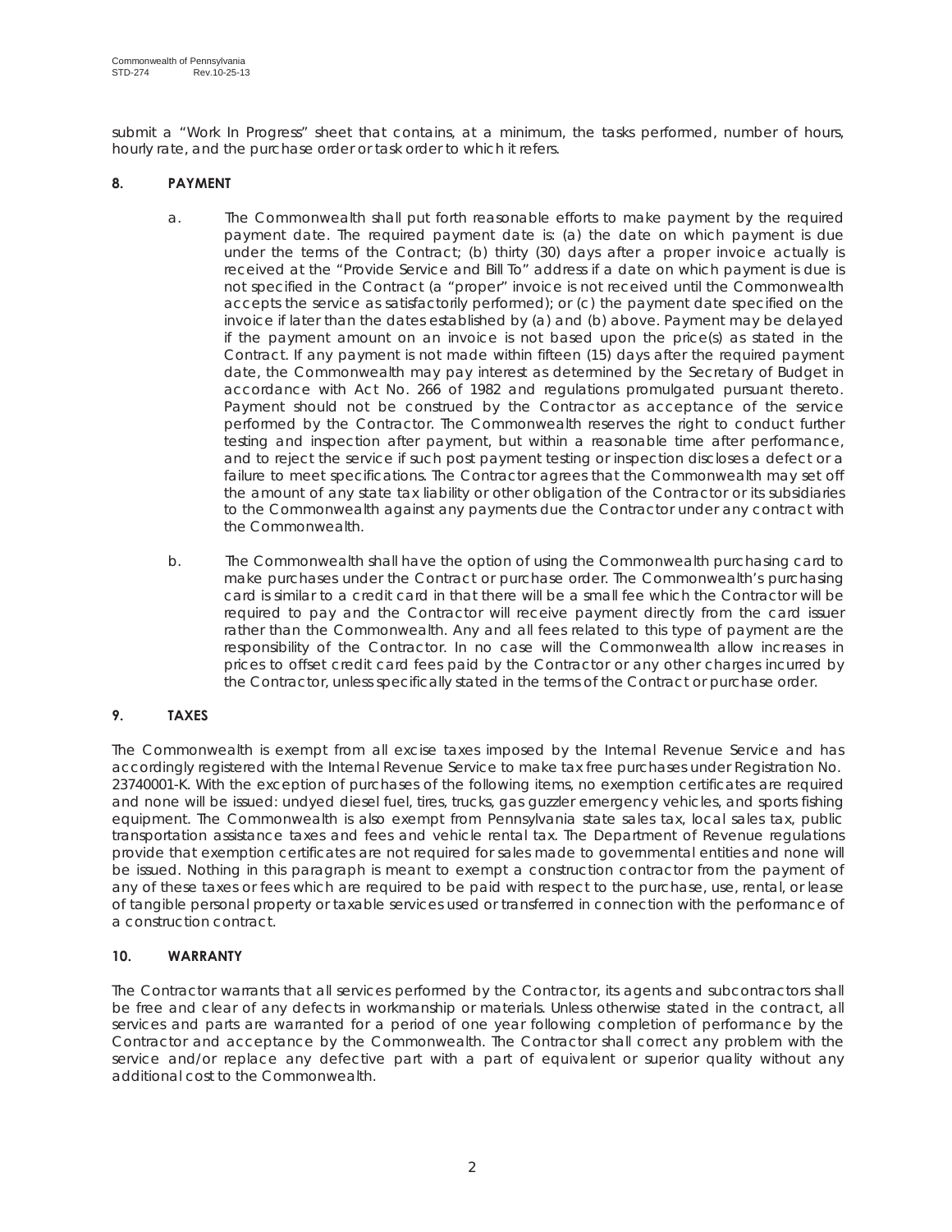submit a "Work In Progress" sheet that contains, at a minimum, the tasks performed, number of hours, hourly rate, and the purchase order or task order to which it refers.

**8. PAYMENT**

a. The Commonwealth shall put forth reasonable efforts to make payment by the required payment date. The required payment date is: (a) the date on which payment is due under the terms of the Contract; (b) thirty (30) days after a proper invoice actually is received at the "Provide Service and Bill To" address if a date on which payment is due is not specified in the Contract (a "proper" invoice is not received until the Commonwealth accepts the service as satisfactorily performed); or (c) the payment date specified on the invoice if later than the dates established by (a) and (b) above. Payment may be delayed if the payment amount on an invoice is not based upon the price(s) as stated in the Contract. If any payment is not made within fifteen (15) days after the required payment date, the Commonwealth may pay interest as determined by the Secretary of Budget in accordance with Act No. 266 of 1982 and regulations promulgated pursuant thereto. Payment should not be construed by the Contractor as acceptance of the service performed by the Contractor. The Commonwealth reserves the right to conduct further testing and inspection after payment, but within a reasonable time after performance, and to reject the service if such post payment testing or inspection discloses a defect or a failure to meet specifications. The Contractor agrees that the Commonwealth may set off the amount of any state tax liability or other obligation of the Contractor or its subsidiaries to the Commonwealth against any payments due the Contractor under any contract with the Commonwealth.

b. The Commonwealth shall have the option of using the Commonwealth purchasing card to make purchases under the Contract or purchase order. The Commonwealth's purchasing card is similar to a credit card in that there will be a small fee which the Contractor will be required to pay and the Contractor will receive payment directly from the card issuer rather than the Commonwealth. Any and all fees related to this type of payment are the responsibility of the Contractor. In no case will the Commonwealth allow increases in prices to offset credit card fees paid by the Contractor or any other charges incurred by the Contractor, unless specifically stated in the terms of the Contract or purchase order.

**9. TAXES**

The Commonwealth is exempt from all excise taxes imposed by the Internal Revenue Service and has accordingly registered with the Internal Revenue Service to make tax free purchases under Registration No. 23740001-K. With the exception of purchases of the following items, no exemption certificates are required and none will be issued: undyed diesel fuel, tires, trucks, gas guzzler emergency vehicles, and sports fishing equipment. The Commonwealth is also exempt from Pennsylvania state sales tax, local sales tax, public transportation assistance taxes and fees and vehicle rental tax. The Department of Revenue regulations provide that exemption certificates are not required for sales made to governmental entities and none will be issued. Nothing in this paragraph is meant to exempt a construction contractor from the payment of any of these taxes or fees which are required to be paid with respect to the purchase, use, rental, or lease of tangible personal property or taxable services used or transferred in connection with the performance of a construction contract.

**10. WARRANTY**

The Contractor warrants that all services performed by the Contractor, its agents and subcontractors shall be free and clear of any defects in workmanship or materials. Unless otherwise stated in the contract, all services and parts are warranted for a period of one year following completion of performance by the Contractor and acceptance by the Commonwealth. The Contractor shall correct any problem with the service and/or replace any defective part with a part of equivalent or superior quality without any additional cost to the Commonwealth.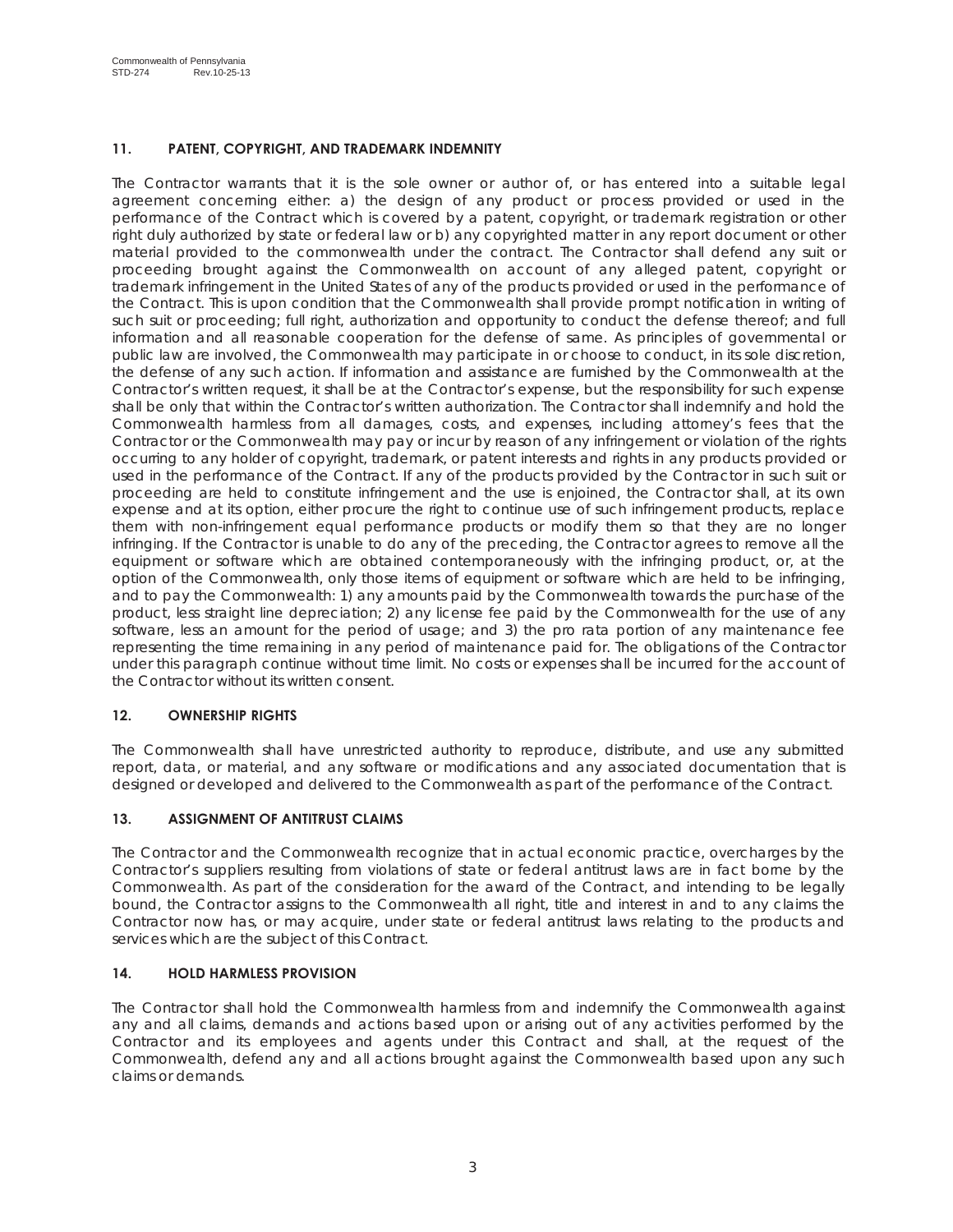## 11. PATENT, COPYRIGHT, AND TRADEMARK INDEMNITY

The Contractor warrants that it is the sole owner or author of, or has entered into a suitable legal agreement concerning either: a) the design of any product or process provided or used in the performance of the Contract which is covered by a patent, copyright, or trademark registration or other right duly authorized by state or federal law or b) any copyrighted matter in any report document or other material provided to the commonwealth under the contract. The Contractor shall defend any suit or proceeding brought against the Commonwealth on account of any alleged patent, copyright or trademark infringement in the United States of any of the products provided or used in the performance of the Contract. This is upon condition that the Commonwealth shall provide prompt notification in writing of such suit or proceeding; full right, authorization and opportunity to conduct the defense thereof; and full information and all reasonable cooperation for the defense of same. As principles of governmental or public law are involved, the Commonwealth may participate in or choose to conduct, in its sole discretion, the defense of any such action. If information and assistance are furnished by the Commonwealth at the Contractor's written request, it shall be at the Contractor's expense, but the responsibility for such expense shall be only that within the Contractor's written authorization. The Contractor shall indemnify and hold the Commonwealth harmless from all damages, costs, and expenses, including attorney's fees that the Contractor or the Commonwealth may pay or incur by reason of any infringement or violation of the rights occurring to any holder of copyright, trademark, or patent interests and rights in any products provided or used in the performance of the Contract. If any of the products provided by the Contractor in such suit or proceeding are held to constitute infringement and the use is enjoined, the Contractor shall, at its own expense and at its option, either procure the right to continue use of such infringement products, replace them with non-infringement equal performance products or modify them so that they are no longer infringing. If the Contractor is unable to do any of the preceding, the Contractor agrees to remove all the equipment or software which are obtained contemporaneously with the infringing product, or, at the option of the Commonwealth, only those items of equipment or software which are held to be infringing, and to pay the Commonwealth: 1) any amounts paid by the Commonwealth towards the purchase of the product, less straight line depreciation; 2) any license fee paid by the Commonwealth for the use of any software, less an amount for the period of usage; and 3) the pro rata portion of any maintenance fee representing the time remaining in any period of maintenance paid for. The obligations of the Contractor under this paragraph continue without time limit. No costs or expenses shall be incurred for the account of the Contractor without its written consent.

## 12. OWNERSHIP RIGHTS

The Commonwealth shall have unrestricted authority to reproduce, distribute, and use any submitted report, data, or material, and any software or modifications and any associated documentation that is designed or developed and delivered to the Commonwealth as part of the performance of the Contract.

## 13. ASSIGNMENT OF ANTITRUST CLAIMS

The Contractor and the Commonwealth recognize that in actual economic practice, overcharges by the Contractor's suppliers resulting from violations of state or federal antitrust laws are in fact borne by the Commonwealth. As part of the consideration for the award of the Contract, and intending to be legally bound, the Contractor assigns to the Commonwealth all right, title and interest in and to any claims the Contractor now has, or may acquire, under state or federal antitrust laws relating to the products and services which are the subject of this Contract.

## 14. HOLD HARMLESS PROVISION

The Contractor shall hold the Commonwealth harmless from and indemnify the Commonwealth against any and all claims, demands and actions based upon or arising out of any activities performed by the Contractor and its employees and agents under this Contract and shall, at the request of the Commonwealth, defend any and all actions brought against the Commonwealth based upon any such claims or demands.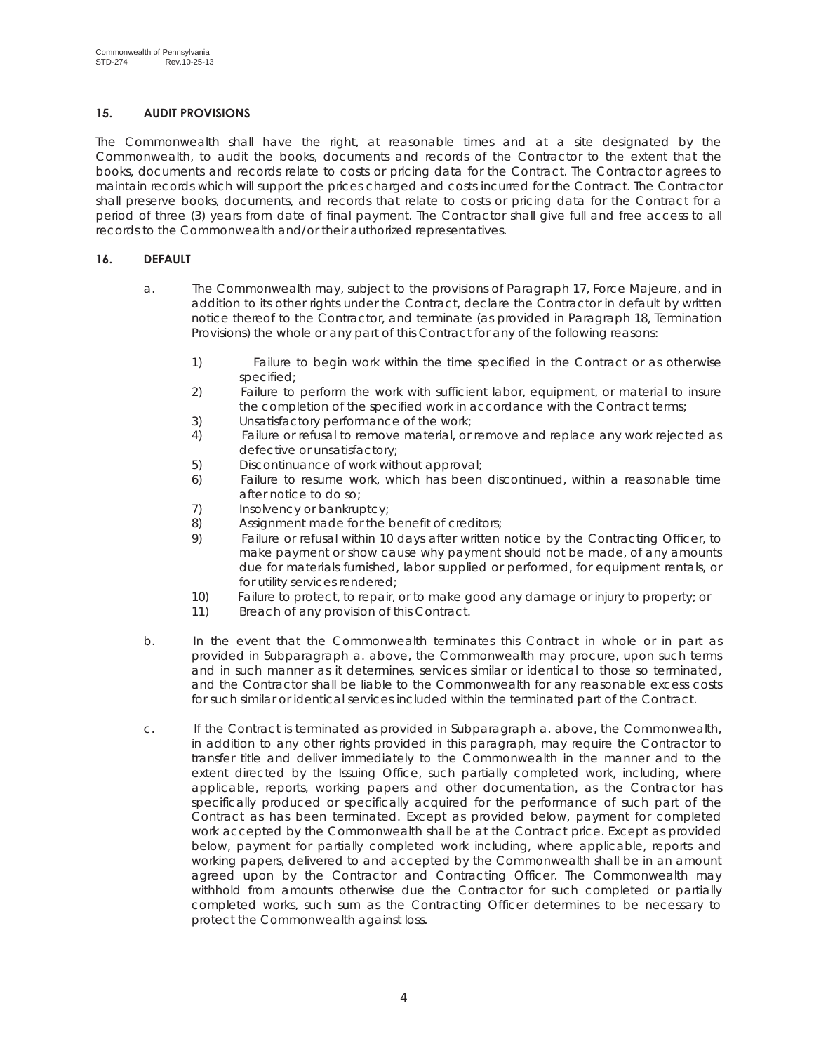## 15. AUDIT PROVISIONS

The Commonwealth shall have the right, at reasonable times and at a site designated by the Commonwealth, to audit the books, documents and records of the Contractor to the extent that the books, documents and records relate to costs or pricing data for the Contract. The Contractor agrees to maintain records which will support the prices charged and costs incurred for the Contract. The Contractor shall preserve books, documents, and records that relate to costs or pricing data for the Contract for a period of three (3) years from date of final payment. The Contractor shall give full and free access to all records to the Commonwealth and/or their authorized representatives.

## 16. DEFAULT

a. The Commonwealth may, subject to the provisions of Paragraph 17, Force Majeure, and in addition to its other rights under the Contract, declare the Contractor in default by written notice thereof to the Contractor, and terminate (as provided in Paragraph 18, Termination Provisions) the whole or any part of this Contract for any of the following reasons:

1) Failure to begin work within the time specified in the Contract or as otherwise specified;
2) Failure to perform the work with sufficient labor, equipment, or material to insure the completion of the specified work in accordance with the Contract terms;
3) Unsatisfactory performance of the work;
4) Failure or refusal to remove material, or remove and replace any work rejected as defective or unsatisfactory;
5) Discontinuance of work without approval;
6) Failure to resume work, which has been discontinued, within a reasonable time after notice to do so;
7) Insolvency or bankruptcy;
8) Assignment made for the benefit of creditors;
9) Failure or refusal within 10 days after written notice by the Contracting Officer, to make payment or show cause why payment should not be made, of any amounts due for materials furnished, labor supplied or performed, for equipment rentals, or for utility services rendered;
10) Failure to protect, to repair, or to make good any damage or injury to property; or
11) Breach of any provision of this Contract.

b. In the event that the Commonwealth terminates this Contract in whole or in part as provided in Subparagraph a. above, the Commonwealth may procure, upon such terms and in such manner as it determines, services similar or identical to those so terminated, and the Contractor shall be liable to the Commonwealth for any reasonable excess costs for such similar or identical services included within the terminated part of the Contract.

c. If the Contract is terminated as provided in Subparagraph a. above, the Commonwealth, in addition to any other rights provided in this paragraph, may require the Contractor to transfer title and deliver immediately to the Commonwealth in the manner and to the extent directed by the Issuing Office, such partially completed work, including, where applicable, reports, working papers and other documentation, as the Contractor has specifically produced or specifically acquired for the performance of such part of the Contract as has been terminated. Except as provided below, payment for completed work accepted by the Commonwealth shall be at the Contract price. Except as provided below, payment for partially completed work including, where applicable, reports and working papers, delivered to and accepted by the Commonwealth shall be in an amount agreed upon by the Contractor and Contracting Officer. The Commonwealth may withhold from amounts otherwise due the Contractor for such completed or partially completed works, such sum as the Contracting Officer determines to be necessary to protect the Commonwealth against loss.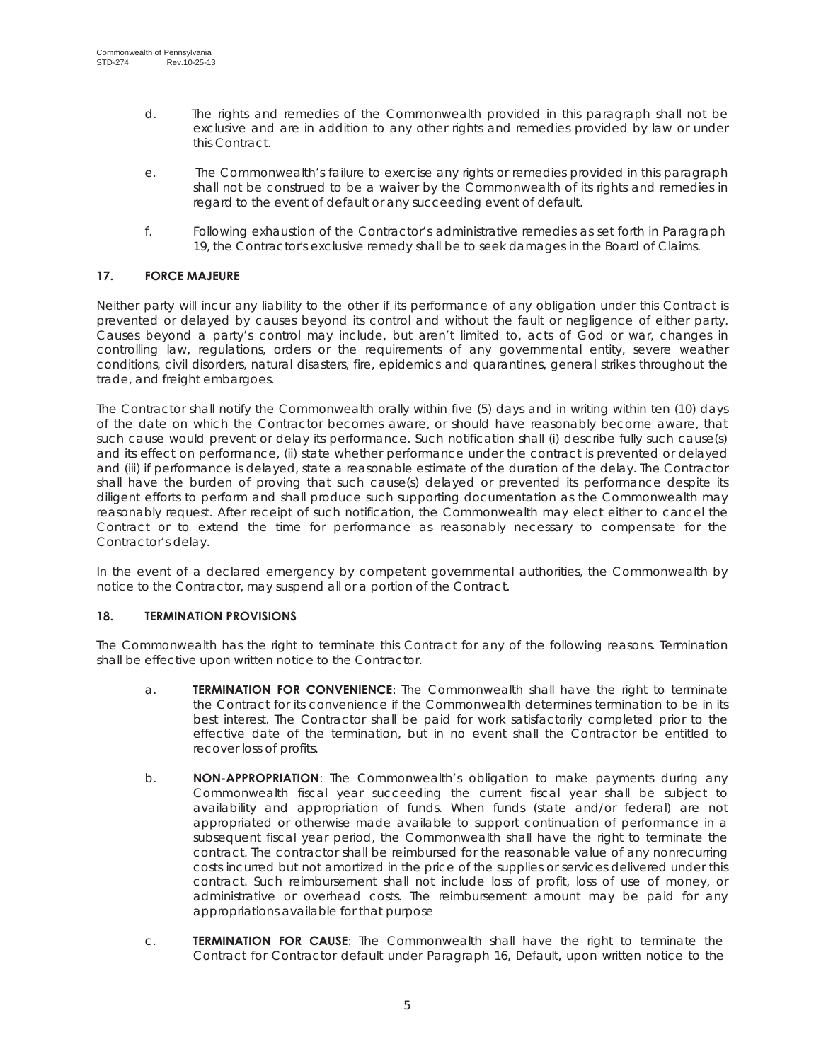d. The rights and remedies of the Commonwealth provided in this paragraph shall not be exclusive and are in addition to any other rights and remedies provided by law or under this Contract.

e. The Commonwealth's failure to exercise any rights or remedies provided in this paragraph shall not be construed to be a waiver by the Commonwealth of its rights and remedies in regard to the event of default or any succeeding event of default.

f. Following exhaustion of the Contractor's administrative remedies as set forth in Paragraph 19, the Contractor's exclusive remedy shall be to seek damages in the Board of Claims.

## 17. FORCE MAJEURE

Neither party will incur any liability to the other if its performance of any obligation under this Contract is prevented or delayed by causes beyond its control and without the fault or negligence of either party. Causes beyond a party's control may include, but aren't limited to, acts of God or war, changes in controlling law, regulations, orders or the requirements of any governmental entity, severe weather conditions, civil disorders, natural disasters, fire, epidemics and quarantines, general strikes throughout the trade, and freight embargoes.

The Contractor shall notify the Commonwealth orally within five (5) days and in writing within ten (10) days of the date on which the Contractor becomes aware, or should have reasonably become aware, that such cause would prevent or delay its performance. Such notification shall (i) describe fully such cause(s) and its effect on performance, (ii) state whether performance under the contract is prevented or delayed and (iii) if performance is delayed, state a reasonable estimate of the duration of the delay. The Contractor shall have the burden of proving that such cause(s) delayed or prevented its performance despite its diligent efforts to perform and shall produce such supporting documentation as the Commonwealth may reasonably request. After receipt of such notification, the Commonwealth may elect either to cancel the Contract or to extend the time for performance as reasonably necessary to compensate for the Contractor's delay.

In the event of a declared emergency by competent governmental authorities, the Commonwealth by notice to the Contractor, may suspend all or a portion of the Contract.

## 18. TERMINATION PROVISIONS

The Commonwealth has the right to terminate this Contract for any of the following reasons. Termination shall be effective upon written notice to the Contractor.

a. **TERMINATION FOR CONVENIENCE**: The Commonwealth shall have the right to terminate the Contract for its convenience if the Commonwealth determines termination to be in its best interest. The Contractor shall be paid for work satisfactorily completed prior to the effective date of the termination, but in no event shall the Contractor be entitled to recover loss of profits.

b. **NON-APPROPRIATION**: The Commonwealth's obligation to make payments during any Commonwealth fiscal year succeeding the current fiscal year shall be subject to availability and appropriation of funds. When funds (state and/or federal) are not appropriated or otherwise made available to support continuation of performance in a subsequent fiscal year period, the Commonwealth shall have the right to terminate the contract. The contractor shall be reimbursed for the reasonable value of any nonrecurring costs incurred but not amortized in the price of the supplies or services delivered under this contract. Such reimbursement shall not include loss of profit, loss of use of money, or administrative or overhead costs. The reimbursement amount may be paid for any appropriations available for that purpose

c. **TERMINATION FOR CAUSE**: The Commonwealth shall have the right to terminate the Contract for Contractor default under Paragraph 16, Default, upon written notice to the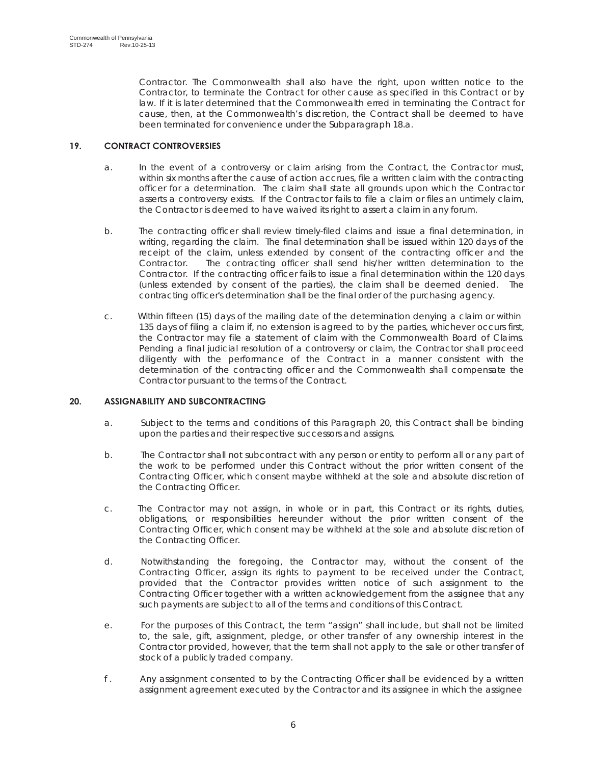Contractor. The Commonwealth shall also have the right, upon written notice to the Contractor, to terminate the Contract for other cause as specified in this Contract or by law. If it is later determined that the Commonwealth erred in terminating the Contract for cause, then, at the Commonwealth's discretion, the Contract shall be deemed to have been terminated for convenience under the Subparagraph 18.a.

**19. CONTRACT CONTROVERSIES**

a. In the event of a controversy or claim arising from the Contract, the Contractor must, within six months after the cause of action accrues, file a written claim with the contracting officer for a determination. The claim shall state all grounds upon which the Contractor asserts a controversy exists. If the Contractor fails to file a claim or files an untimely claim, the Contractor is deemed to have waived its right to assert a claim in any forum.

b. The contracting officer shall review timely-filed claims and issue a final determination, in writing, regarding the claim. The final determination shall be issued within 120 days of the receipt of the claim, unless extended by consent of the contracting officer and the Contractor. The contracting officer shall send his/her written determination to the Contractor. If the contracting officer fails to issue a final determination within the 120 days (unless extended by consent of the parties), the claim shall be deemed denied. The contracting officer's determination shall be the final order of the purchasing agency.

c. Within fifteen (15) days of the mailing date of the determination denying a claim or within 135 days of filing a claim if, no extension is agreed to by the parties, whichever occurs first, the Contractor may file a statement of claim with the Commonwealth Board of Claims. Pending a final judicial resolution of a controversy or claim, the Contractor shall proceed diligently with the performance of the Contract in a manner consistent with the determination of the contracting officer and the Commonwealth shall compensate the Contractor pursuant to the terms of the Contract.

**20. ASSIGNABILITY AND SUBCONTRACTING**

a. Subject to the terms and conditions of this Paragraph 20, this Contract shall be binding upon the parties and their respective successors and assigns.

b. The Contractor shall not subcontract with any person or entity to perform all or any part of the work to be performed under this Contract without the prior written consent of the Contracting Officer, which consent maybe withheld at the sole and absolute discretion of the Contracting Officer.

c. The Contractor may not assign, in whole or in part, this Contract or its rights, duties, obligations, or responsibilities hereunder without the prior written consent of the Contracting Officer, which consent may be withheld at the sole and absolute discretion of the Contracting Officer.

d. Notwithstanding the foregoing, the Contractor may, without the consent of the Contracting Officer, assign its rights to payment to be received under the Contract, provided that the Contractor provides written notice of such assignment to the Contracting Officer together with a written acknowledgement from the assignee that any such payments are subject to all of the terms and conditions of this Contract.

e. For the purposes of this Contract, the term "assign" shall include, but shall not be limited to, the sale, gift, assignment, pledge, or other transfer of any ownership interest in the Contractor provided, however, that the term shall not apply to the sale or other transfer of stock of a publicly traded company.

f. Any assignment consented to by the Contracting Officer shall be evidenced by a written assignment agreement executed by the Contractor and its assignee in which the assignee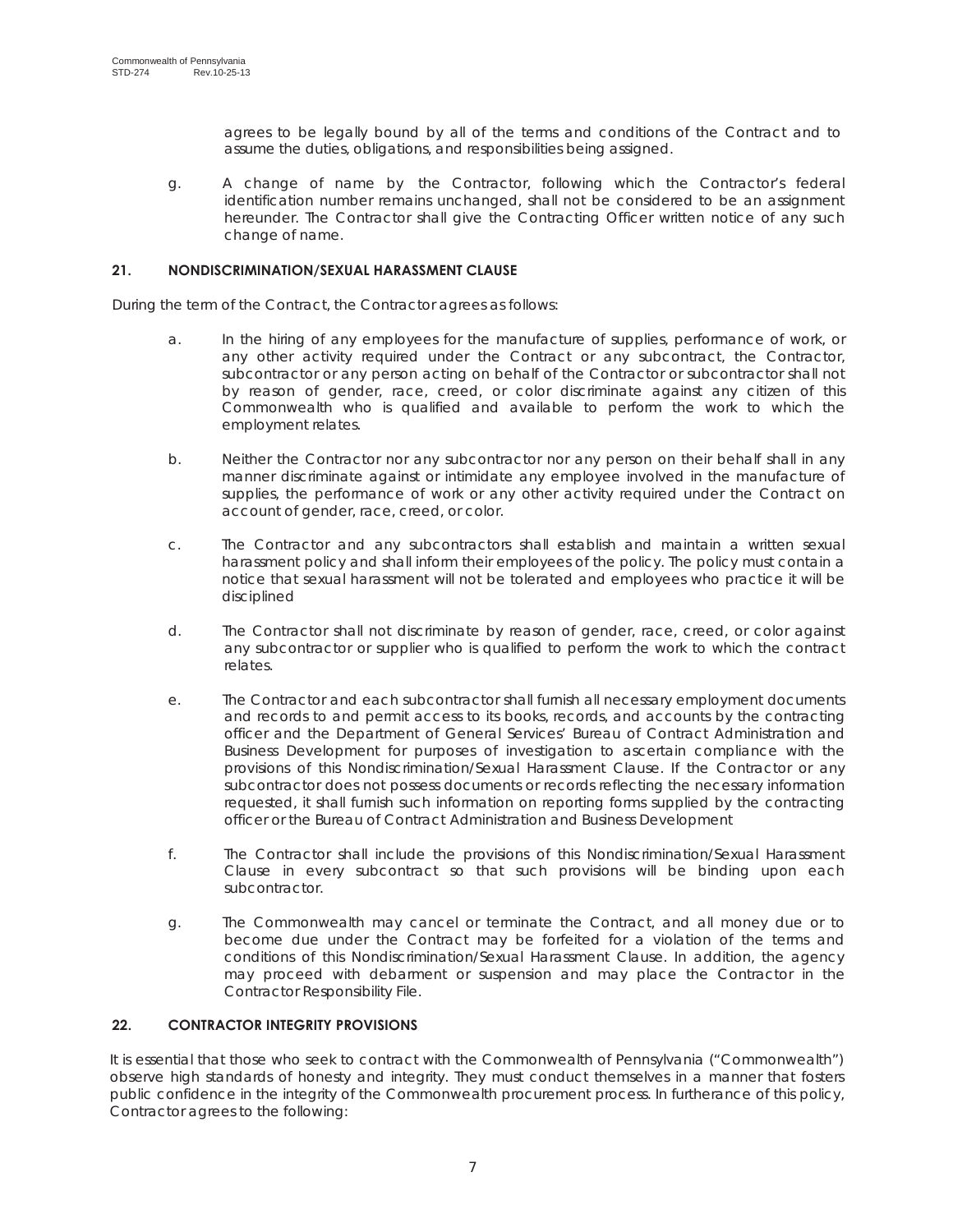agrees to be legally bound by all of the terms and conditions of the Contract and to assume the duties, obligations, and responsibilities being assigned.

g. A change of name by the Contractor, following which the Contractor's federal identification number remains unchanged, shall not be considered to be an assignment hereunder. The Contractor shall give the Contracting Officer written notice of any such change of name.

## 21. NONDISCRIMINATION/SEXUAL HARASSMENT CLAUSE

During the term of the Contract, the Contractor agrees as follows:

a. In the hiring of any employees for the manufacture of supplies, performance of work, or any other activity required under the Contract or any subcontract, the Contractor, subcontractor or any person acting on behalf of the Contractor or subcontractor shall not by reason of gender, race, creed, or color discriminate against any citizen of this Commonwealth who is qualified and available to perform the work to which the employment relates.

b. Neither the Contractor nor any subcontractor nor any person on their behalf shall in any manner discriminate against or intimidate any employee involved in the manufacture of supplies, the performance of work or any other activity required under the Contract on account of gender, race, creed, or color.

c. The Contractor and any subcontractors shall establish and maintain a written sexual harassment policy and shall inform their employees of the policy. The policy must contain a notice that sexual harassment will not be tolerated and employees who practice it will be disciplined

d. The Contractor shall not discriminate by reason of gender, race, creed, or color against any subcontractor or supplier who is qualified to perform the work to which the contract relates.

e. The Contractor and each subcontractor shall furnish all necessary employment documents and records to and permit access to its books, records, and accounts by the contracting officer and the Department of General Services' Bureau of Contract Administration and Business Development for purposes of investigation to ascertain compliance with the provisions of this Nondiscrimination/Sexual Harassment Clause. If the Contractor or any subcontractor does not possess documents or records reflecting the necessary information requested, it shall furnish such information on reporting forms supplied by the contracting officer or the Bureau of Contract Administration and Business Development

f. The Contractor shall include the provisions of this Nondiscrimination/Sexual Harassment Clause in every subcontract so that such provisions will be binding upon each subcontractor.

g. The Commonwealth may cancel or terminate the Contract, and all money due or to become due under the Contract may be forfeited for a violation of the terms and conditions of this Nondiscrimination/Sexual Harassment Clause. In addition, the agency may proceed with debarment or suspension and may place the Contractor in the Contractor Responsibility File.

## 22. CONTRACTOR INTEGRITY PROVISIONS

It is essential that those who seek to contract with the Commonwealth of Pennsylvania ("Commonwealth") observe high standards of honesty and integrity. They must conduct themselves in a manner that fosters public confidence in the integrity of the Commonwealth procurement process. In furtherance of this policy, Contractor agrees to the following: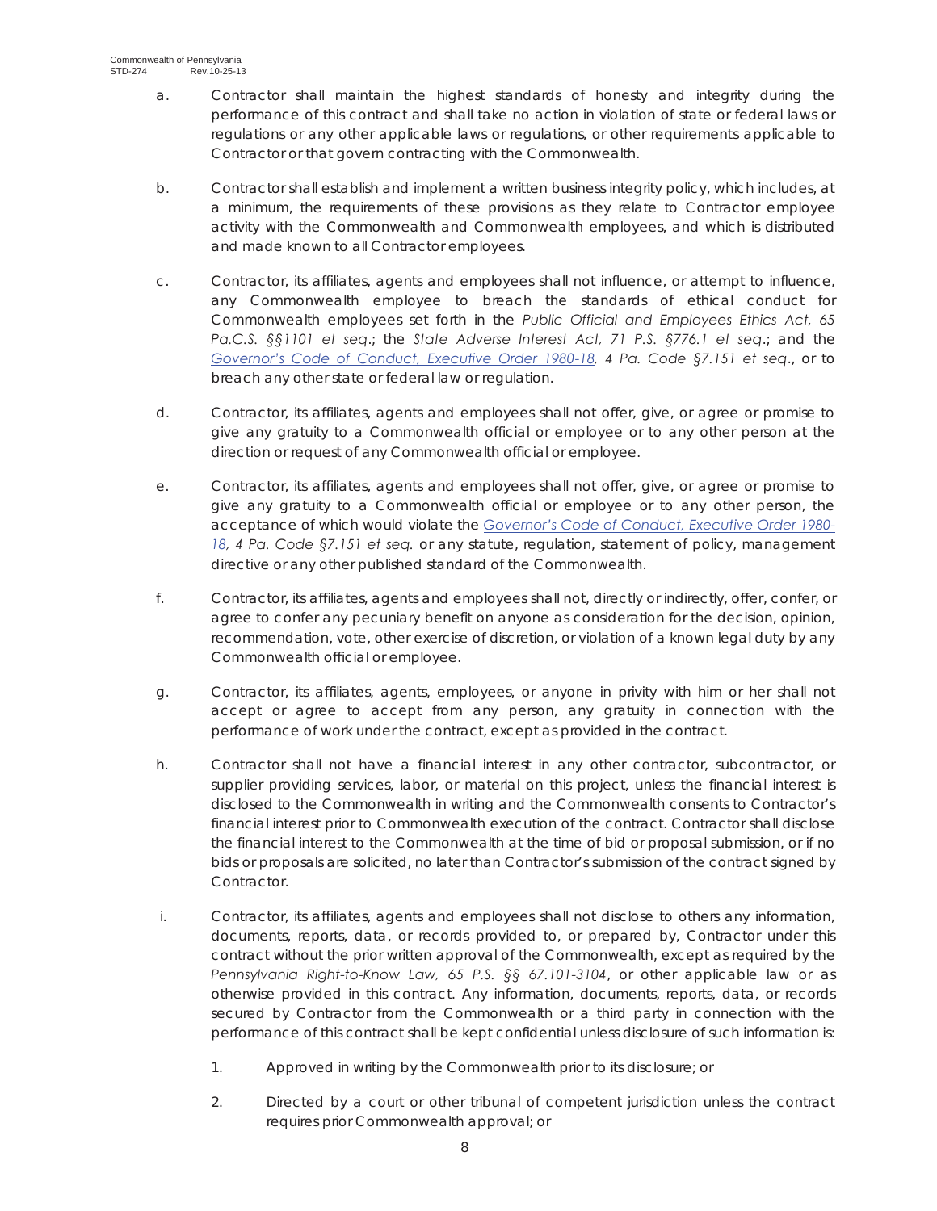a. Contractor shall maintain the highest standards of honesty and integrity during the performance of this contract and shall take no action in violation of state or federal laws or regulations or any other applicable laws or regulations, or other requirements applicable to Contractor or that govern contracting with the Commonwealth.

b. Contractor shall establish and implement a written business integrity policy, which includes, at a minimum, the requirements of these provisions as they relate to Contractor employee activity with the Commonwealth and Commonwealth employees, and which is distributed and made known to all Contractor employees.

c. Contractor, its affiliates, agents and employees shall not influence, or attempt to influence, any Commonwealth employee to breach the standards of ethical conduct for Commonwealth employees set forth in the *Public Official and Employees Ethics Act, 65 Pa.C.S. §§1101 et seq*.; the *State Adverse Interest Act, 71 P.S. §776.1 et seq*.; and the *Governor's Code of Conduct, Executive Order 1980-18, 4 Pa. Code §7.151 et seq*., or to breach any other state or federal law or regulation.

d. Contractor, its affiliates, agents and employees shall not offer, give, or agree or promise to give any gratuity to a Commonwealth official or employee or to any other person at the direction or request of any Commonwealth official or employee.

e. Contractor, its affiliates, agents and employees shall not offer, give, or agree or promise to give any gratuity to a Commonwealth official or employee or to any other person, the acceptance of which would violate the *Governor's Code of Conduct, Executive Order 1980-18, 4 Pa. Code §7.151 et seq.* or any statute, regulation, statement of policy, management directive or any other published standard of the Commonwealth.

f. Contractor, its affiliates, agents and employees shall not, directly or indirectly, offer, confer, or agree to confer any pecuniary benefit on anyone as consideration for the decision, opinion, recommendation, vote, other exercise of discretion, or violation of a known legal duty by any Commonwealth official or employee.

g. Contractor, its affiliates, agents, employees, or anyone in privity with him or her shall not accept or agree to accept from any person, any gratuity in connection with the performance of work under the contract, except as provided in the contract.

h. Contractor shall not have a financial interest in any other contractor, subcontractor, or supplier providing services, labor, or material on this project, unless the financial interest is disclosed to the Commonwealth in writing and the Commonwealth consents to Contractor's financial interest prior to Commonwealth execution of the contract. Contractor shall disclose the financial interest to the Commonwealth at the time of bid or proposal submission, or if no bids or proposals are solicited, no later than Contractor's submission of the contract signed by Contractor.

i. Contractor, its affiliates, agents and employees shall not disclose to others any information, documents, reports, data, or records provided to, or prepared by, Contractor under this contract without the prior written approval of the Commonwealth, except as required by the *Pennsylvania Right-to-Know Law, 65 P.S. §§ 67.101-3104*, or other applicable law or as otherwise provided in this contract. Any information, documents, reports, data, or records secured by Contractor from the Commonwealth or a third party in connection with the performance of this contract shall be kept confidential unless disclosure of such information is:

   1. Approved in writing by the Commonwealth prior to its disclosure; or

   2. Directed by a court or other tribunal of competent jurisdiction unless the contract requires prior Commonwealth approval; or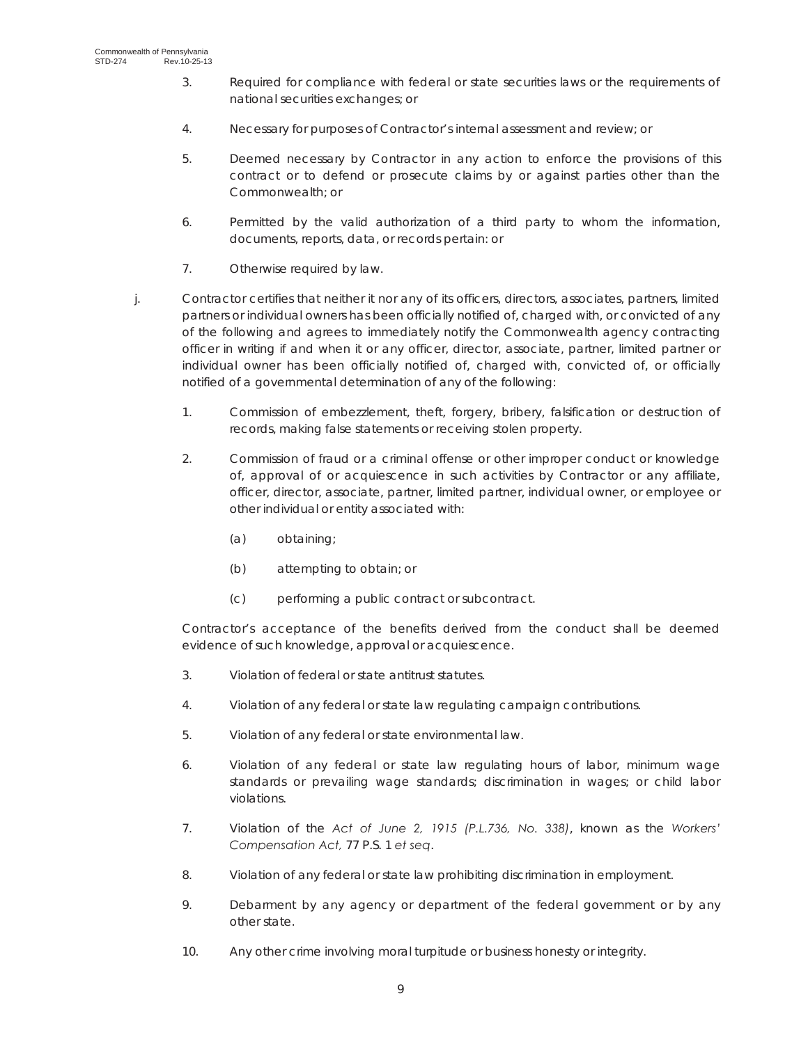3. Required for compliance with federal or state securities laws or the requirements of national securities exchanges; or

4. Necessary for purposes of Contractor's internal assessment and review; or

5. Deemed necessary by Contractor in any action to enforce the provisions of this contract or to defend or prosecute claims by or against parties other than the Commonwealth; or

6. Permitted by the valid authorization of a third party to whom the information, documents, reports, data, or records pertain: or

7. Otherwise required by law.

j. Contractor certifies that neither it nor any of its officers, directors, associates, partners, limited partners or individual owners has been officially notified of, charged with, or convicted of any of the following and agrees to immediately notify the Commonwealth agency contracting officer in writing if and when it or any officer, director, associate, partner, limited partner or individual owner has been officially notified of, charged with, convicted of, or officially notified of a governmental determination of any of the following:

1. Commission of embezzlement, theft, forgery, bribery, falsification or destruction of records, making false statements or receiving stolen property.

2. Commission of fraud or a criminal offense or other improper conduct or knowledge of, approval of or acquiescence in such activities by Contractor or any affiliate, officer, director, associate, partner, limited partner, individual owner, or employee or other individual or entity associated with:

   (a) obtaining;

   (b) attempting to obtain; or

   (c) performing a public contract or subcontract.

Contractor's acceptance of the benefits derived from the conduct shall be deemed evidence of such knowledge, approval or acquiescence.

3. Violation of federal or state antitrust statutes.

4. Violation of any federal or state law regulating campaign contributions.

5. Violation of any federal or state environmental law.

6. Violation of any federal or state law regulating hours of labor, minimum wage standards or prevailing wage standards; discrimination in wages; or child labor violations.

7. Violation of the *Act of June 2, 1915 (P.L.736, No. 338)*, known as the *Workers' Compensation Act,* 77 P.S. 1 *et seq*.

8. Violation of any federal or state law prohibiting discrimination in employment.

9. Debarment by any agency or department of the federal government or by any other state.

10. Any other crime involving moral turpitude or business honesty or integrity.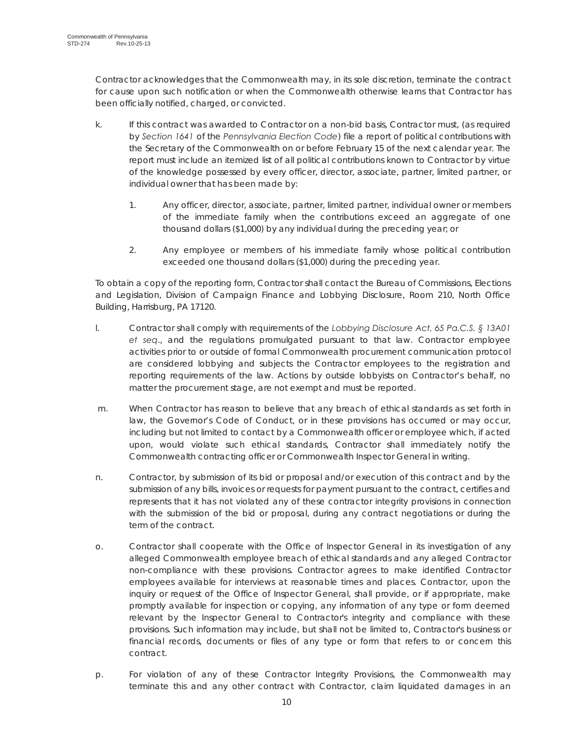Contractor acknowledges that the Commonwealth may, in its sole discretion, terminate the contract for cause upon such notification or when the Commonwealth otherwise learns that Contractor has been officially notified, charged, or convicted.

k. If this contract was awarded to Contractor on a non-bid basis, Contractor must, (as required by *Section 1641* of the *Pennsylvania Election Code*) file a report of political contributions with the Secretary of the Commonwealth on or before February 15 of the next calendar year. The report must include an itemized list of all political contributions known to Contractor by virtue of the knowledge possessed by every officer, director, associate, partner, limited partner, or individual owner that has been made by:

   1. Any officer, director, associate, partner, limited partner, individual owner or members of the immediate family when the contributions exceed an aggregate of one thousand dollars ($1,000) by any individual during the preceding year; or

   2. Any employee or members of his immediate family whose political contribution exceeded one thousand dollars ($1,000) during the preceding year.

To obtain a copy of the reporting form, Contractor shall contact the Bureau of Commissions, Elections and Legislation, Division of Campaign Finance and Lobbying Disclosure, Room 210, North Office Building, Harrisburg, PA 17120.

l. Contractor shall comply with requirements of the *Lobbying Disclosure Act, 65 Pa.C.S. § 13A01 et seq*., and the regulations promulgated pursuant to that law. Contractor employee activities prior to or outside of formal Commonwealth procurement communication protocol are considered lobbying and subjects the Contractor employees to the registration and reporting requirements of the law. Actions by outside lobbyists on Contractor's behalf, no matter the procurement stage, are not exempt and must be reported.

m. When Contractor has reason to believe that any breach of ethical standards as set forth in law, the Governor's Code of Conduct, or in these provisions has occurred or may occur, including but not limited to contact by a Commonwealth officer or employee which, if acted upon, would violate such ethical standards, Contractor shall immediately notify the Commonwealth contracting officer or Commonwealth Inspector General in writing.

n. Contractor, by submission of its bid or proposal and/or execution of this contract and by the submission of any bills, invoices or requests for payment pursuant to the contract, certifies and represents that it has not violated any of these contractor integrity provisions in connection with the submission of the bid or proposal, during any contract negotiations or during the term of the contract.

o. Contractor shall cooperate with the Office of Inspector General in its investigation of any alleged Commonwealth employee breach of ethical standards and any alleged Contractor non-compliance with these provisions. Contractor agrees to make identified Contractor employees available for interviews at reasonable times and places. Contractor, upon the inquiry or request of the Office of Inspector General, shall provide, or if appropriate, make promptly available for inspection or copying, any information of any type or form deemed relevant by the Inspector General to Contractor's integrity and compliance with these provisions. Such information may include, but shall not be limited to, Contractor's business or financial records, documents or files of any type or form that refers to or concern this contract.

p. For violation of any of these Contractor Integrity Provisions, the Commonwealth may terminate this and any other contract with Contractor, claim liquidated damages in an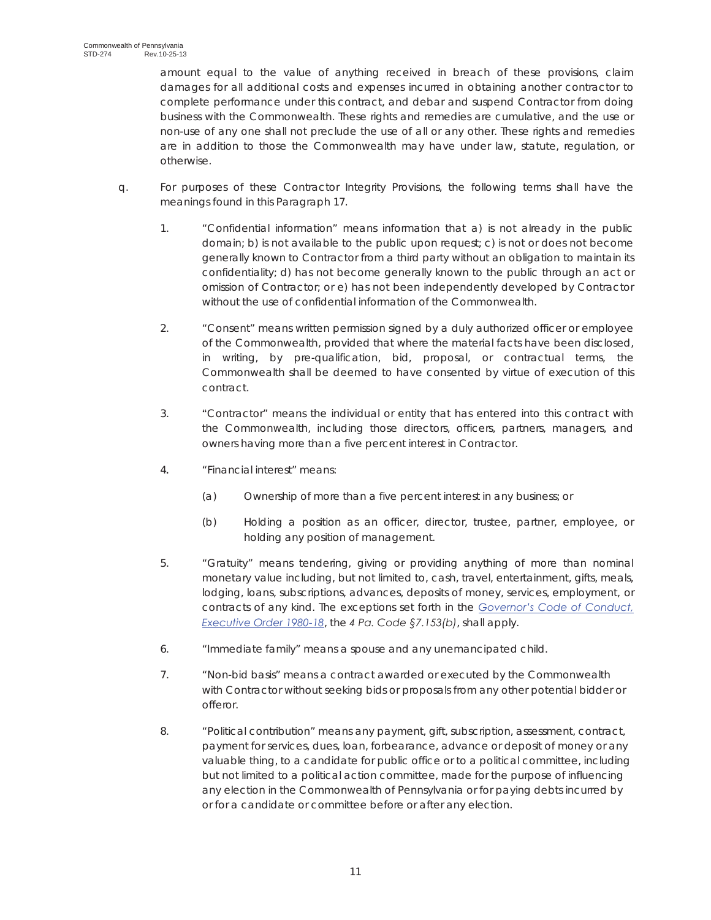amount equal to the value of anything received in breach of these provisions, claim damages for all additional costs and expenses incurred in obtaining another contractor to complete performance under this contract, and debar and suspend Contractor from doing business with the Commonwealth. These rights and remedies are cumulative, and the use or non-use of any one shall not preclude the use of all or any other. These rights and remedies are in addition to those the Commonwealth may have under law, statute, regulation, or otherwise.

q. For purposes of these Contractor Integrity Provisions, the following terms shall have the meanings found in this Paragraph 17.

1. "Confidential information" means information that a) is not already in the public domain; b) is not available to the public upon request; c) is not or does not become generally known to Contractor from a third party without an obligation to maintain its confidentiality; d) has not become generally known to the public through an act or omission of Contractor; or e) has not been independently developed by Contractor without the use of confidential information of the Commonwealth.

2. "Consent" means written permission signed by a duly authorized officer or employee of the Commonwealth, provided that where the material facts have been disclosed, in writing, by pre-qualification, bid, proposal, or contractual terms, the Commonwealth shall be deemed to have consented by virtue of execution of this contract.

3. "Contractor" means the individual or entity that has entered into this contract with the Commonwealth, including those directors, officers, partners, managers, and owners having more than a five percent interest in Contractor.

4. "Financial interest" means:

   (a) Ownership of more than a five percent interest in any business; or

   (b) Holding a position as an officer, director, trustee, partner, employee, or holding any position of management.

5. "Gratuity" means tendering, giving or providing anything of more than nominal monetary value including, but not limited to, cash, travel, entertainment, gifts, meals, lodging, loans, subscriptions, advances, deposits of money, services, employment, or contracts of any kind. The exceptions set forth in the *Governor's Code of Conduct, Executive Order 1980-18*, the *4 Pa. Code §7.153(b)*, shall apply.

6. "Immediate family" means a spouse and any unemancipated child.

7. "Non-bid basis" means a contract awarded or executed by the Commonwealth with Contractor without seeking bids or proposals from any other potential bidder or offeror.

8. "Political contribution" means any payment, gift, subscription, assessment, contract, payment for services, dues, loan, forbearance, advance or deposit of money or any valuable thing, to a candidate for public office or to a political committee, including but not limited to a political action committee, made for the purpose of influencing any election in the Commonwealth of Pennsylvania or for paying debts incurred by or for a candidate or committee before or after any election.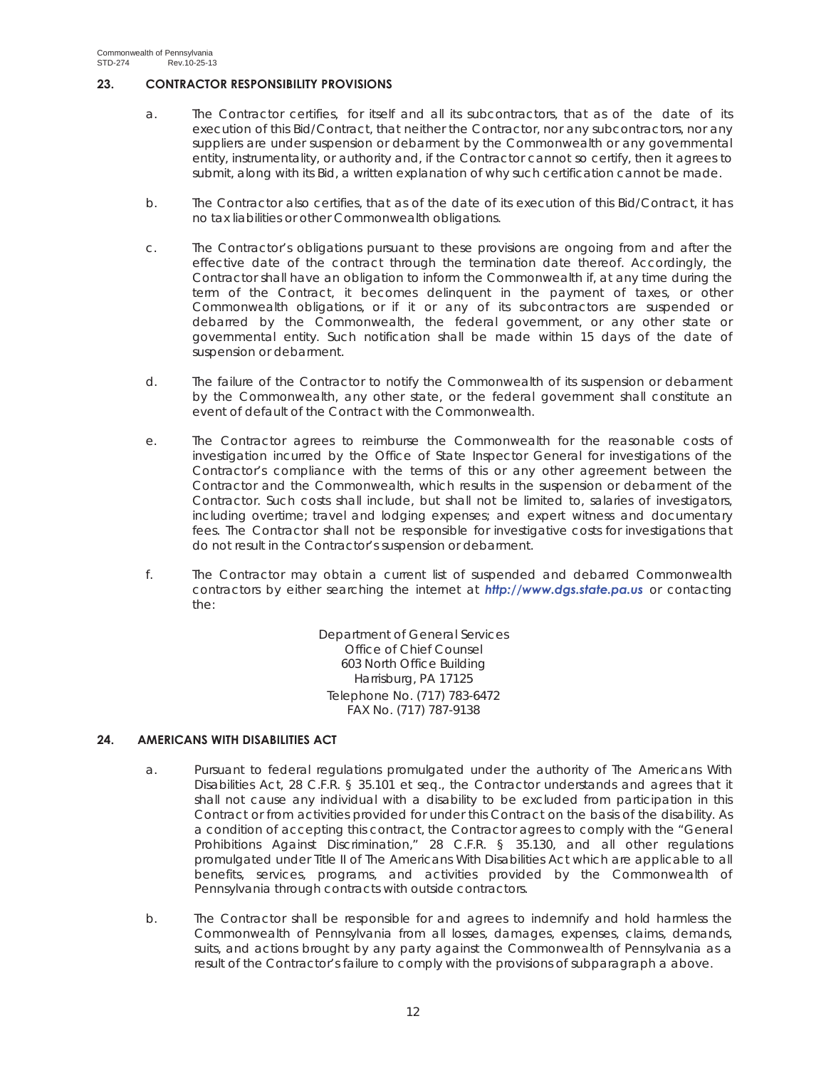## 23. CONTRACTOR RESPONSIBILITY PROVISIONS

a. The Contractor certifies, for itself and all its subcontractors, that as of the date of its execution of this Bid/Contract, that neither the Contractor, nor any subcontractors, nor any suppliers are under suspension or debarment by the Commonwealth or any governmental entity, instrumentality, or authority and, if the Contractor cannot so certify, then it agrees to submit, along with its Bid, a written explanation of why such certification cannot be made.

b. The Contractor also certifies, that as of the date of its execution of this Bid/Contract, it has no tax liabilities or other Commonwealth obligations.

c. The Contractor's obligations pursuant to these provisions are ongoing from and after the effective date of the contract through the termination date thereof. Accordingly, the Contractor shall have an obligation to inform the Commonwealth if, at any time during the term of the Contract, it becomes delinquent in the payment of taxes, or other Commonwealth obligations, or if it or any of its subcontractors are suspended or debarred by the Commonwealth, the federal government, or any other state or governmental entity. Such notification shall be made within 15 days of the date of suspension or debarment.

d. The failure of the Contractor to notify the Commonwealth of its suspension or debarment by the Commonwealth, any other state, or the federal government shall constitute an event of default of the Contract with the Commonwealth.

e. The Contractor agrees to reimburse the Commonwealth for the reasonable costs of investigation incurred by the Office of State Inspector General for investigations of the Contractor's compliance with the terms of this or any other agreement between the Contractor and the Commonwealth, which results in the suspension or debarment of the Contractor. Such costs shall include, but shall not be limited to, salaries of investigators, including overtime; travel and lodging expenses; and expert witness and documentary fees. The Contractor shall not be responsible for investigative costs for investigations that do not result in the Contractor's suspension or debarment.

f. The Contractor may obtain a current list of suspended and debarred Commonwealth contractors by either searching the internet at ***http://www.dgs.state.pa.us*** or contacting the:

Department of General Services
Office of Chief Counsel
603 North Office Building
Harrisburg, PA 17125
Telephone No. (717) 783-6472
FAX No. (717) 787-9138

## 24. AMERICANS WITH DISABILITIES ACT

a. Pursuant to federal regulations promulgated under the authority of The Americans With Disabilities Act, 28 C.F.R. § 35.101 et seq., the Contractor understands and agrees that it shall not cause any individual with a disability to be excluded from participation in this Contract or from activities provided for under this Contract on the basis of the disability. As a condition of accepting this contract, the Contractor agrees to comply with the "General Prohibitions Against Discrimination," 28 C.F.R. § 35.130, and all other regulations promulgated under Title II of The Americans With Disabilities Act which are applicable to all benefits, services, programs, and activities provided by the Commonwealth of Pennsylvania through contracts with outside contractors.

b. The Contractor shall be responsible for and agrees to indemnify and hold harmless the Commonwealth of Pennsylvania from all losses, damages, expenses, claims, demands, suits, and actions brought by any party against the Commonwealth of Pennsylvania as a result of the Contractor's failure to comply with the provisions of subparagraph a above.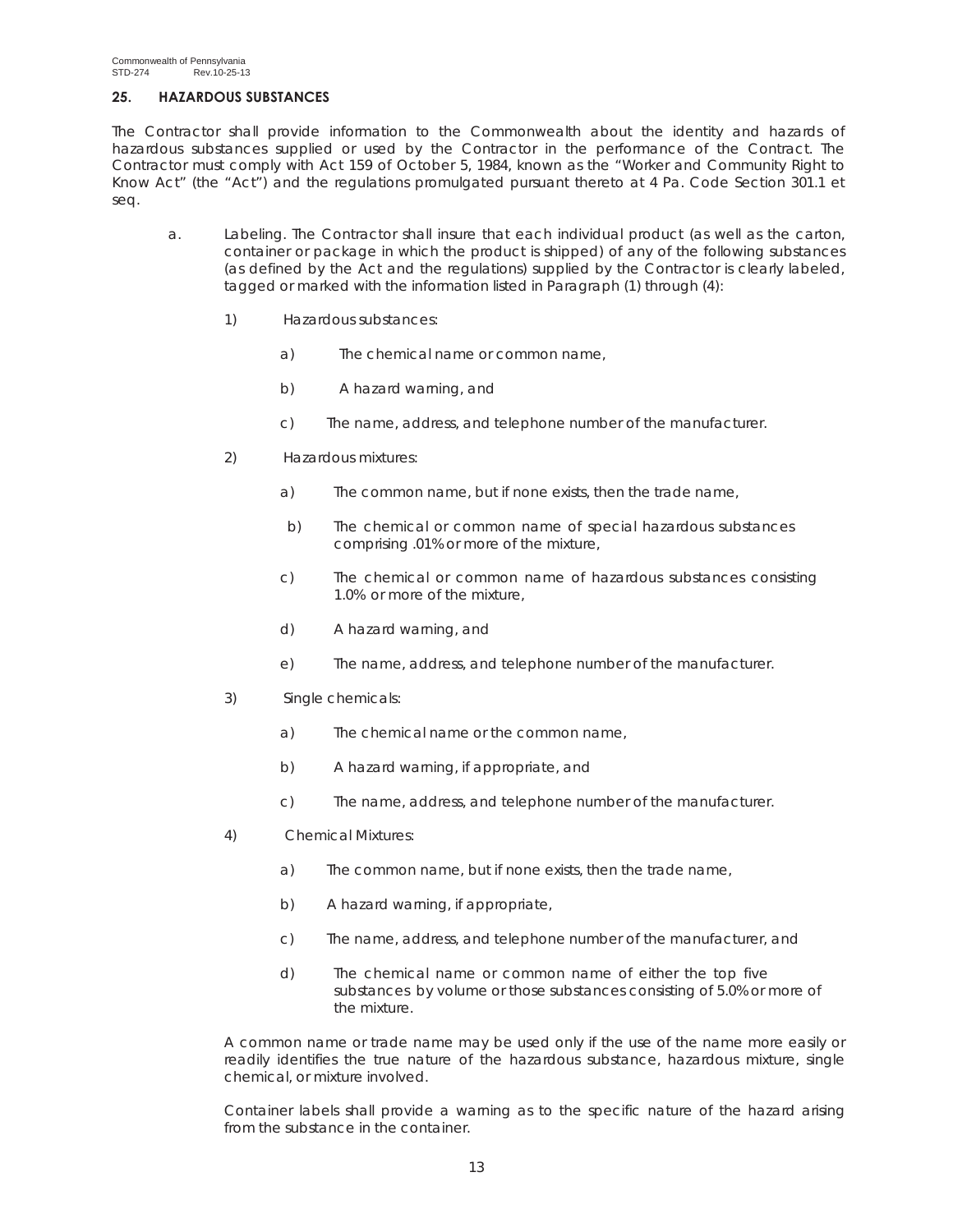## 25. HAZARDOUS SUBSTANCES

The Contractor shall provide information to the Commonwealth about the identity and hazards of hazardous substances supplied or used by the Contractor in the performance of the Contract. The Contractor must comply with Act 159 of October 5, 1984, known as the "Worker and Community Right to Know Act" (the "Act") and the regulations promulgated pursuant thereto at 4 Pa. Code Section 301.1 et seq.

a. Labeling. The Contractor shall insure that each individual product (as well as the carton, container or package in which the product is shipped) of any of the following substances (as defined by the Act and the regulations) supplied by the Contractor is clearly labeled, tagged or marked with the information listed in Paragraph (1) through (4):

   1) Hazardous substances:

      a) The chemical name or common name,

      b) A hazard warning, and

      c) The name, address, and telephone number of the manufacturer.

   2) Hazardous mixtures:

      a) The common name, but if none exists, then the trade name,

      b) The chemical or common name of special hazardous substances comprising .01% or more of the mixture,

      c) The chemical or common name of hazardous substances consisting 1.0% or more of the mixture,

      d) A hazard warning, and

      e) The name, address, and telephone number of the manufacturer.

   3) Single chemicals:

      a) The chemical name or the common name,

      b) A hazard warning, if appropriate, and

      c) The name, address, and telephone number of the manufacturer.

   4) Chemical Mixtures:

      a) The common name, but if none exists, then the trade name,

      b) A hazard warning, if appropriate,

      c) The name, address, and telephone number of the manufacturer, and

      d) The chemical name or common name of either the top five substances by volume or those substances consisting of 5.0% or more of the mixture.

   A common name or trade name may be used only if the use of the name more easily or readily identifies the true nature of the hazardous substance, hazardous mixture, single chemical, or mixture involved.

   Container labels shall provide a warning as to the specific nature of the hazard arising from the substance in the container.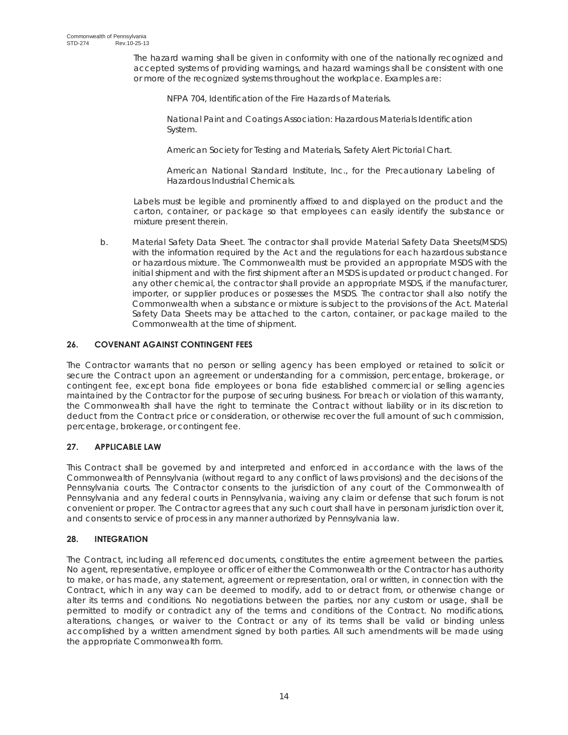The hazard warning shall be given in conformity with one of the nationally recognized and accepted systems of providing warnings, and hazard warnings shall be consistent with one or more of the recognized systems throughout the workplace. Examples are:

NFPA 704, Identification of the Fire Hazards of Materials.

National Paint and Coatings Association: Hazardous Materials Identification System.

American Society for Testing and Materials, Safety Alert Pictorial Chart.

American National Standard Institute, Inc., for the Precautionary Labeling of Hazardous Industrial Chemicals.

Labels must be legible and prominently affixed to and displayed on the product and the carton, container, or package so that employees can easily identify the substance or mixture present therein.

b. Material Safety Data Sheet. The contractor shall provide Material Safety Data Sheets(MSDS) with the information required by the Act and the regulations for each hazardous substance or hazardous mixture. The Commonwealth must be provided an appropriate MSDS with the initial shipment and with the first shipment after an MSDS is updated or product changed. For any other chemical, the contractor shall provide an appropriate MSDS, if the manufacturer, importer, or supplier produces or possesses the MSDS. The contractor shall also notify the Commonwealth when a substance or mixture is subject to the provisions of the Act. Material Safety Data Sheets may be attached to the carton, container, or package mailed to the Commonwealth at the time of shipment.

## 26. COVENANT AGAINST CONTINGENT FEES

The Contractor warrants that no person or selling agency has been employed or retained to solicit or secure the Contract upon an agreement or understanding for a commission, percentage, brokerage, or contingent fee, except bona fide employees or bona fide established commercial or selling agencies maintained by the Contractor for the purpose of securing business. For breach or violation of this warranty, the Commonwealth shall have the right to terminate the Contract without liability or in its discretion to deduct from the Contract price or consideration, or otherwise recover the full amount of such commission, percentage, brokerage, or contingent fee.

## 27. APPLICABLE LAW

This Contract shall be governed by and interpreted and enforced in accordance with the laws of the Commonwealth of Pennsylvania (without regard to any conflict of laws provisions) and the decisions of the Pennsylvania courts. The Contractor consents to the jurisdiction of any court of the Commonwealth of Pennsylvania and any federal courts in Pennsylvania, waiving any claim or defense that such forum is not convenient or proper. The Contractor agrees that any such court shall have in personam jurisdiction over it, and consents to service of process in any manner authorized by Pennsylvania law.

## 28. INTEGRATION

The Contract, including all referenced documents, constitutes the entire agreement between the parties. No agent, representative, employee or officer of either the Commonwealth or the Contractor has authority to make, or has made, any statement, agreement or representation, oral or written, in connection with the Contract, which in any way can be deemed to modify, add to or detract from, or otherwise change or alter its terms and conditions. No negotiations between the parties, nor any custom or usage, shall be permitted to modify or contradict any of the terms and conditions of the Contract. No modifications, alterations, changes, or waiver to the Contract or any of its terms shall be valid or binding unless accomplished by a written amendment signed by both parties. All such amendments will be made using the appropriate Commonwealth form.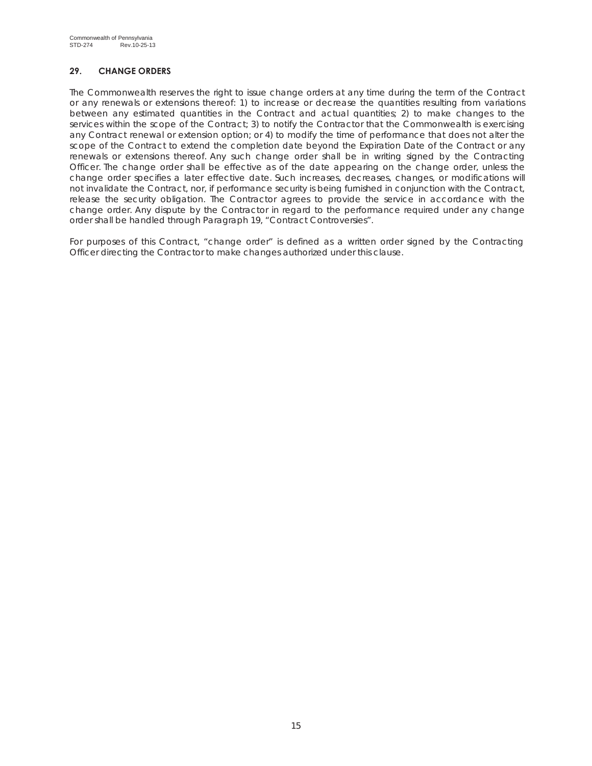## 29. CHANGE ORDERS

The Commonwealth reserves the right to issue change orders at any time during the term of the Contract or any renewals or extensions thereof: 1) to increase or decrease the quantities resulting from variations between any estimated quantities in the Contract and actual quantities; 2) to make changes to the services within the scope of the Contract; 3) to notify the Contractor that the Commonwealth is exercising any Contract renewal or extension option; or 4) to modify the time of performance that does not alter the scope of the Contract to extend the completion date beyond the Expiration Date of the Contract or any renewals or extensions thereof. Any such change order shall be in writing signed by the Contracting Officer. The change order shall be effective as of the date appearing on the change order, unless the change order specifies a later effective date. Such increases, decreases, changes, or modifications will not invalidate the Contract, nor, if performance security is being furnished in conjunction with the Contract, release the security obligation. The Contractor agrees to provide the service in accordance with the change order. Any dispute by the Contractor in regard to the performance required under any change order shall be handled through Paragraph 19, "Contract Controversies".

For purposes of this Contract, "change order" is defined as a written order signed by the Contracting Officer directing the Contractor to make changes authorized under this clause.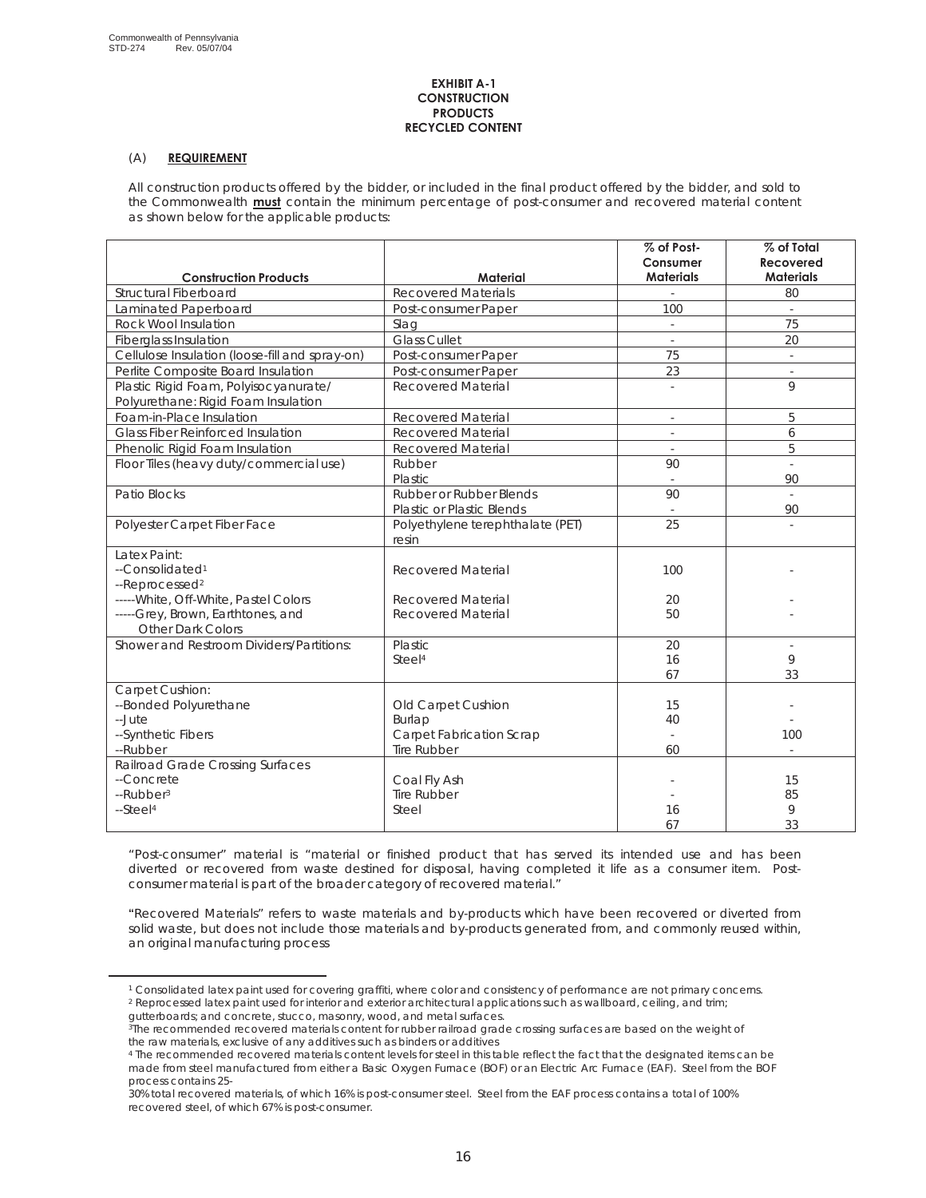**EXHIBIT A-1**
**CONSTRUCTION**
**PRODUCTS**
**RECYCLED CONTENT**

(A) **REQUIREMENT**

All construction products offered by the bidder, or included in the final product offered by the bidder, and sold to the Commonwealth **must** contain the minimum percentage of post-consumer and recovered material content as shown below for the applicable products:

| Construction Products | Material | % of Post-Consumer Materials | % of Total Recovered Materials |
|---|---|---|---|
| Structural Fiberboard | Recovered Materials | - | 80 |
| Laminated Paperboard | Post-consumer Paper | 100 | - |
| Rock Wool Insulation | Slag | - | 75 |
| Fiberglass Insulation | Glass Cullet | - | 20 |
| Cellulose Insulation (loose-fill and spray-on) | Post-consumer Paper | 75 | - |
| Perlite Composite Board Insulation | Post-consumer Paper | 23 | - |
| Plastic Rigid Foam, Polyisocyanurate/ Polyurethane: Rigid Foam Insulation | Recovered Material | - | 9 |
| Foam-in-Place Insulation | Recovered Material | - | 5 |
| Glass Fiber Reinforced Insulation | Recovered Material | - | 6 |
| Phenolic Rigid Foam Insulation | Recovered Material | - | 5 |
| Floor Tiles (heavy duty/commercial use) | Rubber<br>Plastic | 90<br>- | -<br>90 |
| Patio Blocks | Rubber or Rubber Blends<br>Plastic or Plastic Blends | 90<br>- | -<br>90 |
| Polyester Carpet Fiber Face | Polyethylene terephthalate (PET) resin | 25 | - |
| Latex Paint:<br>--Consolidated[1]<br>--Reprocessed[2]<br>-----White, Off-White, Pastel Colors<br>-----Grey, Brown, Earthtones, and Other Dark Colors | <br>Recovered Material<br><br>Recovered Material<br>Recovered Material | <br>100<br><br>20<br>50 | <br>-<br><br>-<br>- |
| Shower and Restroom Dividers/Partitions: | Plastic<br>Steel[4] | 20<br>16<br>67 | -<br>9<br>33 |
| Carpet Cushion:<br>--Bonded Polyurethane<br>--Jute<br>--Synthetic Fibers<br>--Rubber | <br>Old Carpet Cushion<br>Burlap<br>Carpet Fabrication Scrap<br>Tire Rubber | <br>15<br>40<br>-<br>60 | <br>-<br>-<br>100<br>- |
| Railroad Grade Crossing Surfaces<br>--Concrete<br>--Rubber[3]<br>--Steel[4] | <br>Coal Fly Ash<br>Tire Rubber<br>Steel | <br>-<br>-<br>16<br>67 | <br>15<br>85<br>9<br>33 |

"Post-consumer" material is "material or finished product that has served its intended use and has been diverted or recovered from waste destined for disposal, having completed it life as a consumer item. Post-consumer material is part of the broader category of recovered material."

"Recovered Materials" refers to waste materials and by-products which have been recovered or diverted from solid waste, but does not include those materials and by-products generated from, and commonly reused within, an original manufacturing process

[1] Consolidated latex paint used for covering graffiti, where color and consistency of performance are not primary concerns.
[2] Reprocessed latex paint used for interior and exterior architectural applications such as wallboard, ceiling, and trim; gutterboards; and concrete, stucco, masonry, wood, and metal surfaces.
[3] The recommended recovered materials content for rubber railroad grade crossing surfaces are based on the weight of the raw materials, exclusive of any additives such as binders or additives
[4] The recommended recovered materials content levels for steel in this table reflect the fact that the designated items can be made from steel manufactured from either a Basic Oxygen Furnace (BOF) or an Electric Arc Furnace (EAF). Steel from the BOF process contains 25-30% total recovered materials, of which 16% is post-consumer steel. Steel from the EAF process contains a total of 100% recovered steel, of which 67% is post-consumer.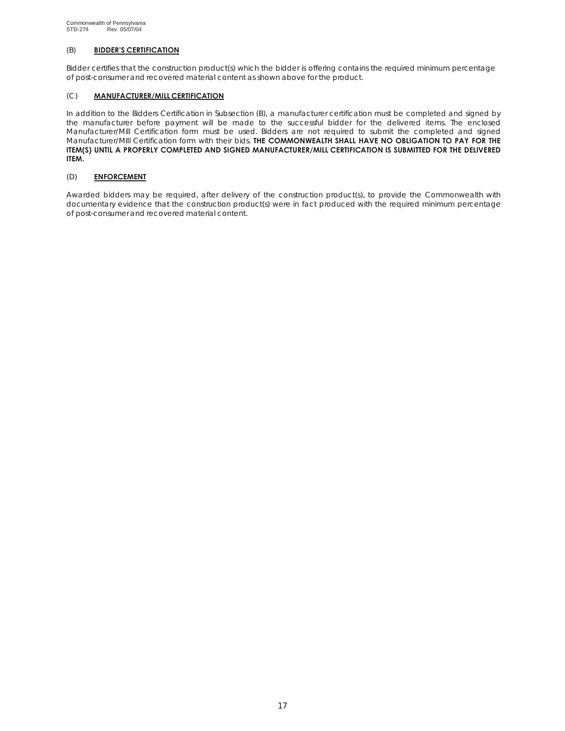(B) **BIDDER'S CERTIFICATION**

Bidder certifies that the construction product(s) which the bidder is offering contains the required minimum percentage of post-consumer and recovered material content as shown above for the product.

(C) **MANUFACTURER/MILL CERTIFICATION**

In addition to the Bidders Certification in Subsection (B), a manufacturer certification must be completed and signed by the manufacturer before payment will be made to the successful bidder for the delivered items. The enclosed Manufacturer/Mill Certification form must be used. Bidders are not required to submit the completed and signed Manufacturer/MIll Certification form with their bids. **THE COMMONWEALTH SHALL HAVE NO OBLIGATION TO PAY FOR THE ITEM(S) UNTIL A PROPERLY COMPLETED AND SIGNED MANUFACTURER/MILL CERTIFICATION IS SUBMITTED FOR THE DELIVERED ITEM.**

(D) **ENFORCEMENT**

Awarded bidders may be required, after delivery of the construction product(s), to provide the Commonwealth with documentary evidence that the construction product(s) were in fact produced with the required minimum percentage of post-consumer and recovered material content.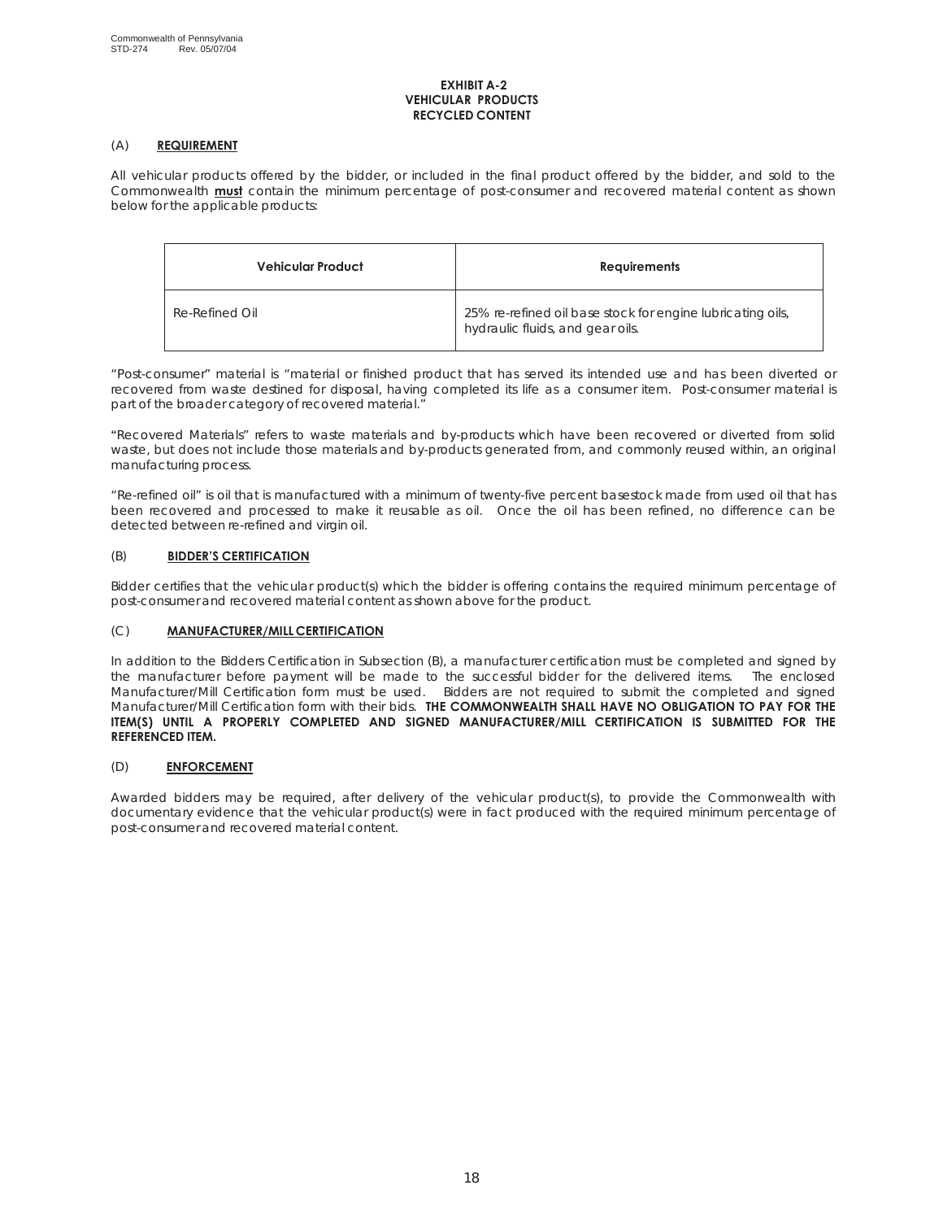**EXHIBIT A-2**
**VEHICULAR PRODUCTS**
**RECYCLED CONTENT**

(A) **REQUIREMENT**

All vehicular products offered by the bidder, or included in the final product offered by the bidder, and sold to the Commonwealth **must** contain the minimum percentage of post-consumer and recovered material content as shown below for the applicable products:

| Vehicular Product | Requirements |
|---|---|
| Re-Refined Oil | 25% re-refined oil base stock for engine lubricating oils, hydraulic fluids, and gear oils. |

"Post-consumer" material is "material or finished product that has served its intended use and has been diverted or recovered from waste destined for disposal, having completed its life as a consumer item. Post-consumer material is part of the broader category of recovered material."

"Recovered Materials" refers to waste materials and by-products which have been recovered or diverted from solid waste, but does not include those materials and by-products generated from, and commonly reused within, an original manufacturing process.

"Re-refined oil" is oil that is manufactured with a minimum of twenty-five percent basestock made from used oil that has been recovered and processed to make it reusable as oil. Once the oil has been refined, no difference can be detected between re-refined and virgin oil.

(B) **BIDDER'S CERTIFICATION**

Bidder certifies that the vehicular product(s) which the bidder is offering contains the required minimum percentage of post-consumer and recovered material content as shown above for the product.

(C) **MANUFACTURER/MILL CERTIFICATION**

In addition to the Bidders Certification in Subsection (B), a manufacturer certification must be completed and signed by the manufacturer before payment will be made to the successful bidder for the delivered items. The enclosed Manufacturer/Mill Certification form must be used. Bidders are not required to submit the completed and signed Manufacturer/Mill Certification form with their bids. **THE COMMONWEALTH SHALL HAVE NO OBLIGATION TO PAY FOR THE ITEM(S) UNTIL A PROPERLY COMPLETED AND SIGNED MANUFACTURER/MILL CERTIFICATION IS SUBMITTED FOR THE REFERENCED ITEM.**

(D) **ENFORCEMENT**

Awarded bidders may be required, after delivery of the vehicular product(s), to provide the Commonwealth with documentary evidence that the vehicular product(s) were in fact produced with the required minimum percentage of post-consumer and recovered material content.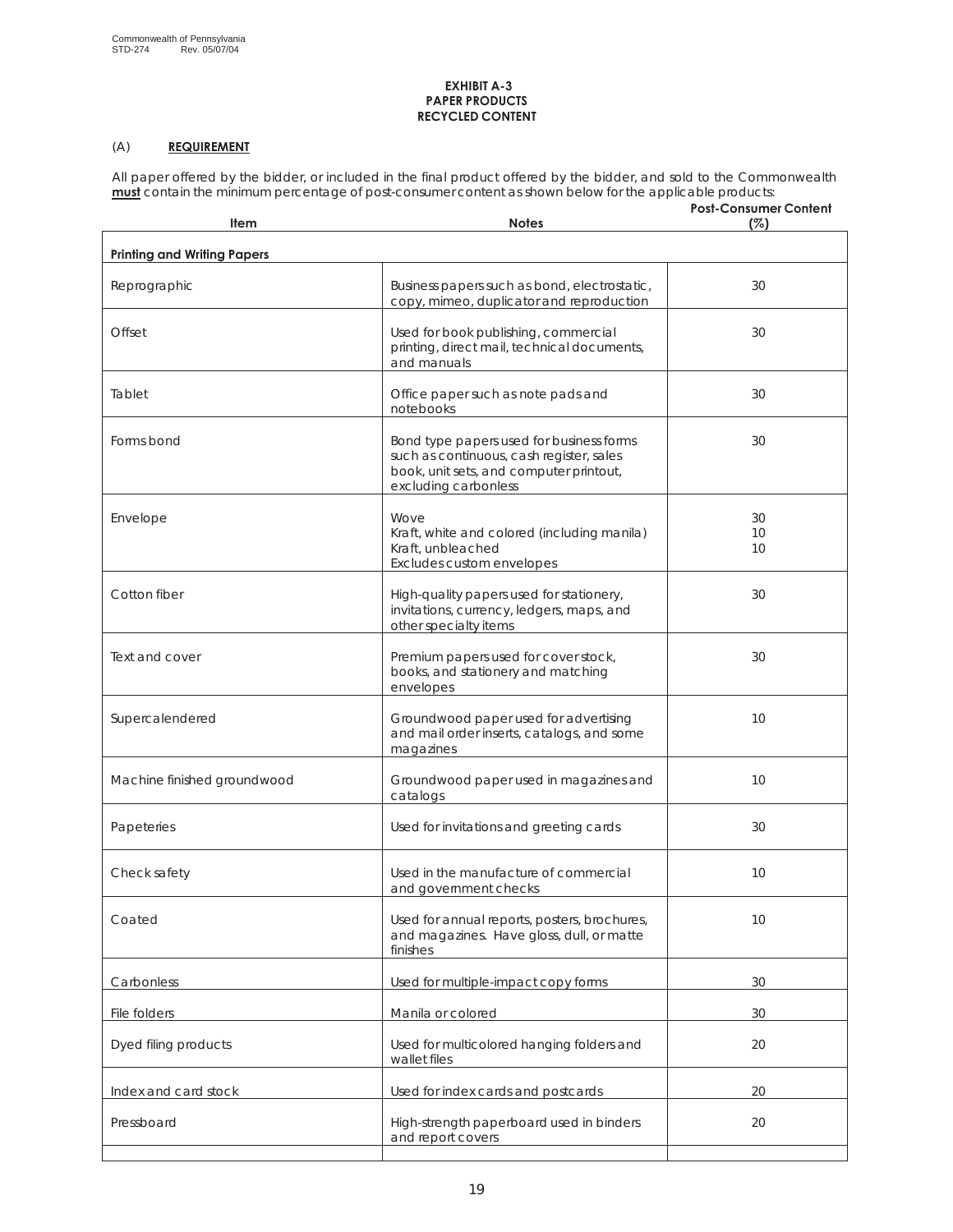Commonwealth of Pennsylvania
STD-274 Rev. 05/07/04

**EXHIBIT A-3**
**PAPER PRODUCTS**
**RECYCLED CONTENT**

(A) **REQUIREMENT**

All paper offered by the bidder, or included in the final product offered by the bidder, and sold to the Commonwealth **must** contain the minimum percentage of post-consumer content as shown below for the applicable products:

| Item | Notes | Post-Consumer Content (%) |
|---|---|---|
| **Printing and Writing Papers** | | |
| Reprographic | Business papers such as bond, electrostatic, copy, mimeo, duplicator and reproduction | 30 |
| Offset | Used for book publishing, commercial printing, direct mail, technical documents, and manuals | 30 |
| Tablet | Office paper such as note pads and notebooks | 30 |
| Forms bond | Bond type papers used for business forms such as continuous, cash register, sales book, unit sets, and computer printout, excluding carbonless | 30 |
| Envelope | Wove<br>Kraft, white and colored (including manila)<br>Kraft, unbleached<br>Excludes custom envelopes | 30<br>10<br>10 |
| Cotton fiber | High-quality papers used for stationery, invitations, currency, ledgers, maps, and other specialty items | 30 |
| Text and cover | Premium papers used for cover stock, books, and stationery and matching envelopes | 30 |
| Supercalendered | Groundwood paper used for advertising and mail order inserts, catalogs, and some magazines | 10 |
| Machine finished groundwood | Groundwood paper used in magazines and catalogs | 10 |
| Papeteries | Used for invitations and greeting cards | 30 |
| Check safety | Used in the manufacture of commercial and government checks | 10 |
| Coated | Used for annual reports, posters, brochures, and magazines. Have gloss, dull, or matte finishes | 10 |
| Carbonless | Used for multiple-impact copy forms | 30 |
| File folders | Manila or colored | 30 |
| Dyed filing products | Used for multicolored hanging folders and wallet files | 20 |
| Index and card stock | Used for index cards and postcards | 20 |
| Pressboard | High-strength paperboard used in binders and report covers | 20 |
| | | |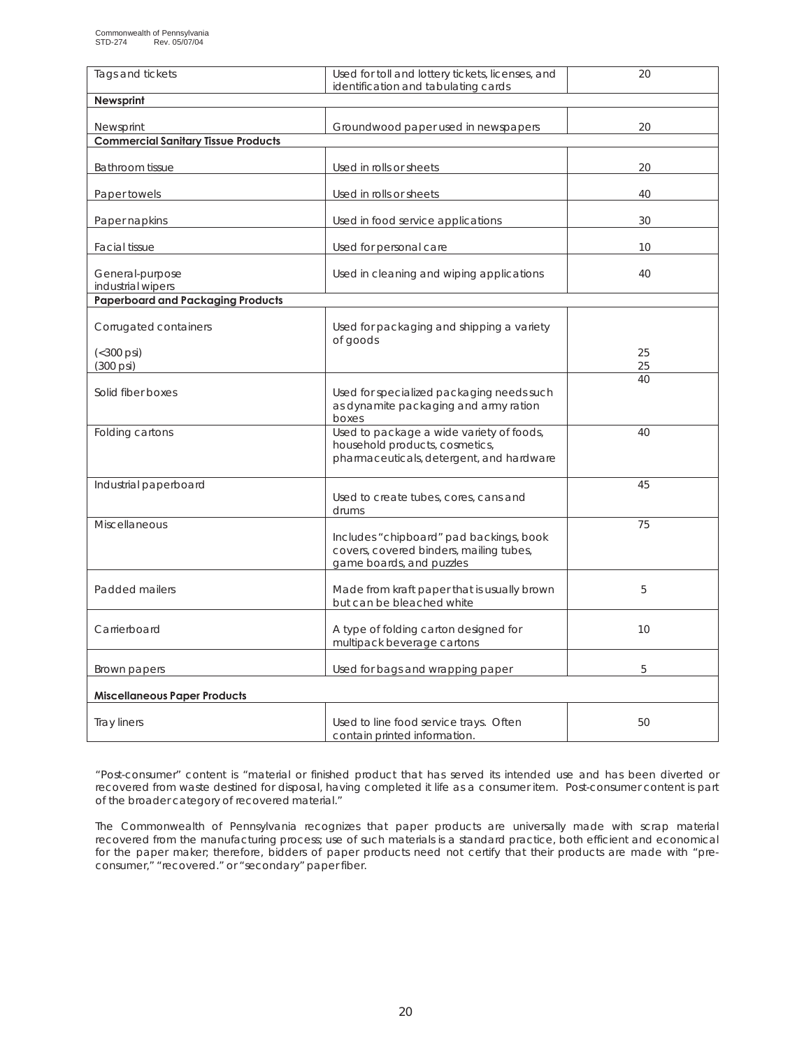| | | |
|---|---|---|
| Tags and tickets | Used for toll and lottery tickets, licenses, and identification and tabulating cards | 20 |
| **Newsprint** | | |
| Newsprint | Groundwood paper used in newspapers | 20 |
| **Commercial Sanitary Tissue Products** | | |
| Bathroom tissue | Used in rolls or sheets | 20 |
| Paper towels | Used in rolls or sheets | 40 |
| Paper napkins | Used in food service applications | 30 |
| Facial tissue | Used for personal care | 10 |
| General-purpose industrial wipers | Used in cleaning and wiping applications | 40 |
| **Paperboard and Packaging Products** | | |
| Corrugated containers<br>(<300 psi)<br>(300 psi) | Used for packaging and shipping a variety of goods | <br>25<br>25 |
| Solid fiber boxes | Used for specialized packaging needs such as dynamite packaging and army ration boxes | 40 |
| Folding cartons | Used to package a wide variety of foods, household products, cosmetics, pharmaceuticals, detergent, and hardware | 40 |
| Industrial paperboard | Used to create tubes, cores, cans and drums | 45 |
| Miscellaneous | Includes "chipboard" pad backings, book covers, covered binders, mailing tubes, game boards, and puzzles | 75 |
| Padded mailers | Made from kraft paper that is usually brown but can be bleached white | 5 |
| Carrierboard | A type of folding carton designed for multipack beverage cartons | 10 |
| Brown papers | Used for bags and wrapping paper | 5 |
| **Miscellaneous Paper Products** | | |
| Tray liners | Used to line food service trays. Often contain printed information. | 50 |

"Post-consumer" content is "material or finished product that has served its intended use and has been diverted or recovered from waste destined for disposal, having completed it life as a consumer item. Post-consumer content is part of the broader category of recovered material."

The Commonwealth of Pennsylvania recognizes that paper products are universally made with scrap material recovered from the manufacturing process; use of such materials is a standard practice, both efficient and economical for the paper maker; therefore, bidders of paper products need not certify that their products are made with "pre-consumer," "recovered." or "secondary" paper fiber.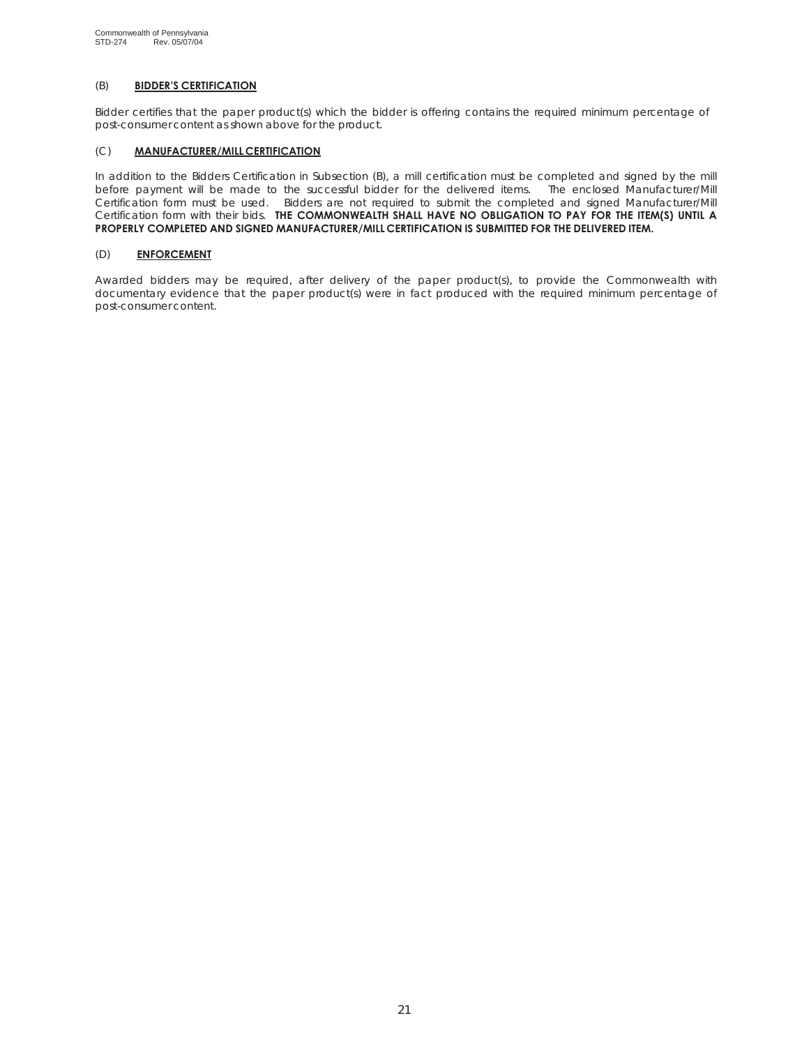### (B) **BIDDER'S CERTIFICATION**

Bidder certifies that the paper product(s) which the bidder is offering contains the required minimum percentage of post-consumer content as shown above for the product.

### (C) **MANUFACTURER/MILL CERTIFICATION**

In addition to the Bidders Certification in Subsection (B), a mill certification must be completed and signed by the mill before payment will be made to the successful bidder for the delivered items. The enclosed Manufacturer/Mill Certification form must be used. Bidders are not required to submit the completed and signed Manufacturer/Mill Certification form with their bids. **THE COMMONWEALTH SHALL HAVE NO OBLIGATION TO PAY FOR THE ITEM(S) UNTIL A PROPERLY COMPLETED AND SIGNED MANUFACTURER/MILL CERTIFICATION IS SUBMITTED FOR THE DELIVERED ITEM.**

### (D) **ENFORCEMENT**

Awarded bidders may be required, after delivery of the paper product(s), to provide the Commonwealth with documentary evidence that the paper product(s) were in fact produced with the required minimum percentage of post-consumer content.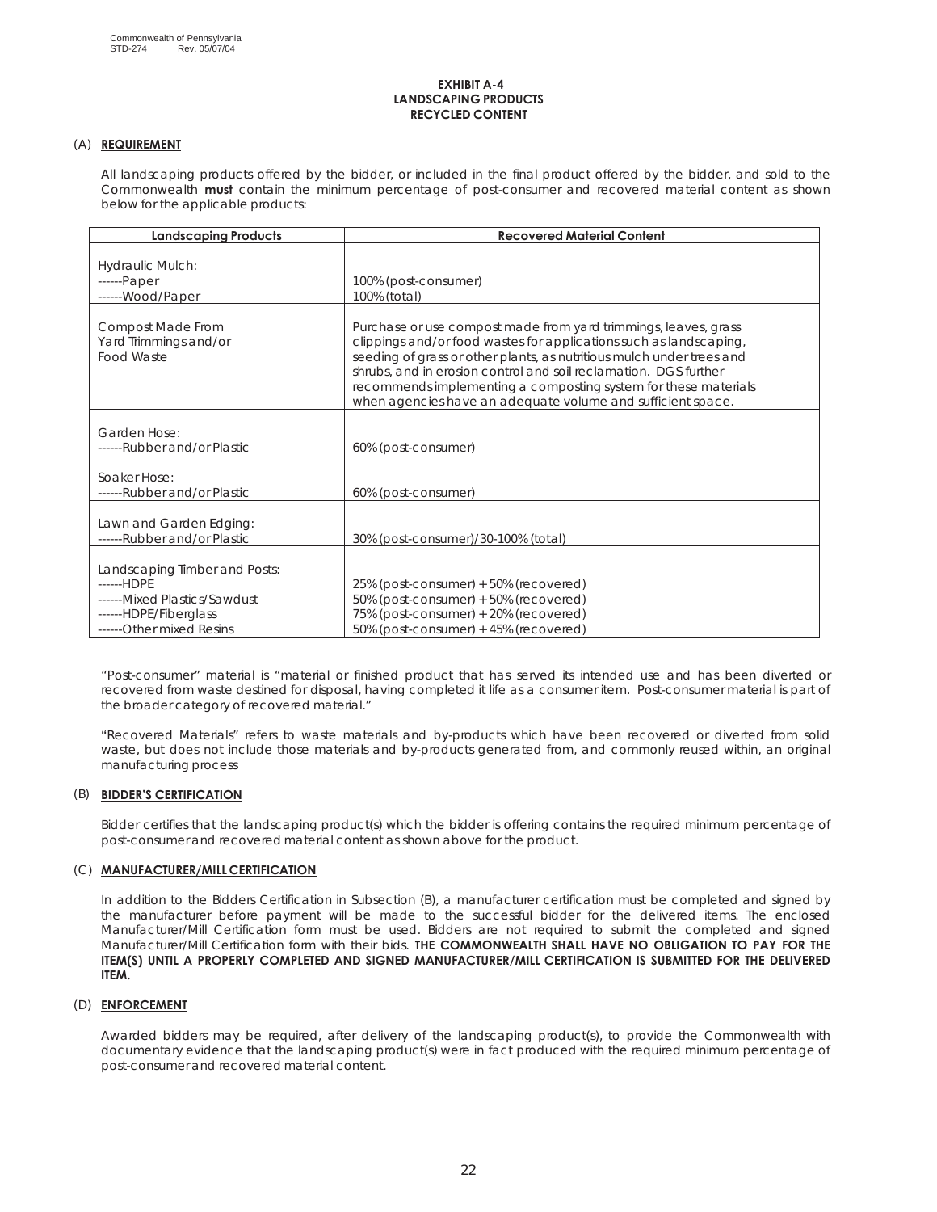Commonwealth of Pennsylvania
STD-274 Rev. 05/07/04

**EXHIBIT A-4**
**LANDSCAPING PRODUCTS**
**RECYCLED CONTENT**

(A) **REQUIREMENT**

All landscaping products offered by the bidder, or included in the final product offered by the bidder, and sold to the Commonwealth **must** contain the minimum percentage of post-consumer and recovered material content as shown below for the applicable products:

| Landscaping Products | Recovered Material Content |
|---|---|
| Hydraulic Mulch:<br>------Paper<br>------Wood/Paper | <br>100% (post-consumer)<br>100% (total) |
| Compost Made From Yard Trimmings and/or Food Waste | Purchase or use compost made from yard trimmings, leaves, grass clippings and/or food wastes for applications such as landscaping, seeding of grass or other plants, as nutritious mulch under trees and shrubs, and in erosion control and soil reclamation. DGS further recommends implementing a composting system for these materials when agencies have an adequate volume and sufficient space. |
| Garden Hose:<br>------Rubber and/or Plastic<br><br>Soaker Hose:<br>------Rubber and/or Plastic | <br>60% (post-consumer)<br><br><br>60% (post-consumer) |
| Lawn and Garden Edging:<br>------Rubber and/or Plastic | <br>30% (post-consumer)/30-100% (total) |
| Landscaping Timber and Posts:<br>------HDPE<br>------Mixed Plastics/Sawdust<br>------HDPE/Fiberglass<br>------Other mixed Resins | <br>25% (post-consumer) + 50% (recovered)<br>50% (post-consumer) + 50% (recovered)<br>75% (post-consumer) + 20% (recovered)<br>50% (post-consumer) + 45% (recovered) |

"Post-consumer" material is "material or finished product that has served its intended use and has been diverted or recovered from waste destined for disposal, having completed it life as a consumer item. Post-consumer material is part of the broader category of recovered material."

"Recovered Materials" refers to waste materials and by-products which have been recovered or diverted from solid waste, but does not include those materials and by-products generated from, and commonly reused within, an original manufacturing process

(B) **BIDDER'S CERTIFICATION**

Bidder certifies that the landscaping product(s) which the bidder is offering contains the required minimum percentage of post-consumer and recovered material content as shown above for the product.

(C) **MANUFACTURER/MILL CERTIFICATION**

In addition to the Bidders Certification in Subsection (B), a manufacturer certification must be completed and signed by the manufacturer before payment will be made to the successful bidder for the delivered items. The enclosed Manufacturer/Mill Certification form must be used. Bidders are not required to submit the completed and signed Manufacturer/Mill Certification form with their bids. **THE COMMONWEALTH SHALL HAVE NO OBLIGATION TO PAY FOR THE ITEM(S) UNTIL A PROPERLY COMPLETED AND SIGNED MANUFACTURER/MILL CERTIFICATION IS SUBMITTED FOR THE DELIVERED ITEM.**

(D) **ENFORCEMENT**

Awarded bidders may be required, after delivery of the landscaping product(s), to provide the Commonwealth with documentary evidence that the landscaping product(s) were in fact produced with the required minimum percentage of post-consumer and recovered material content.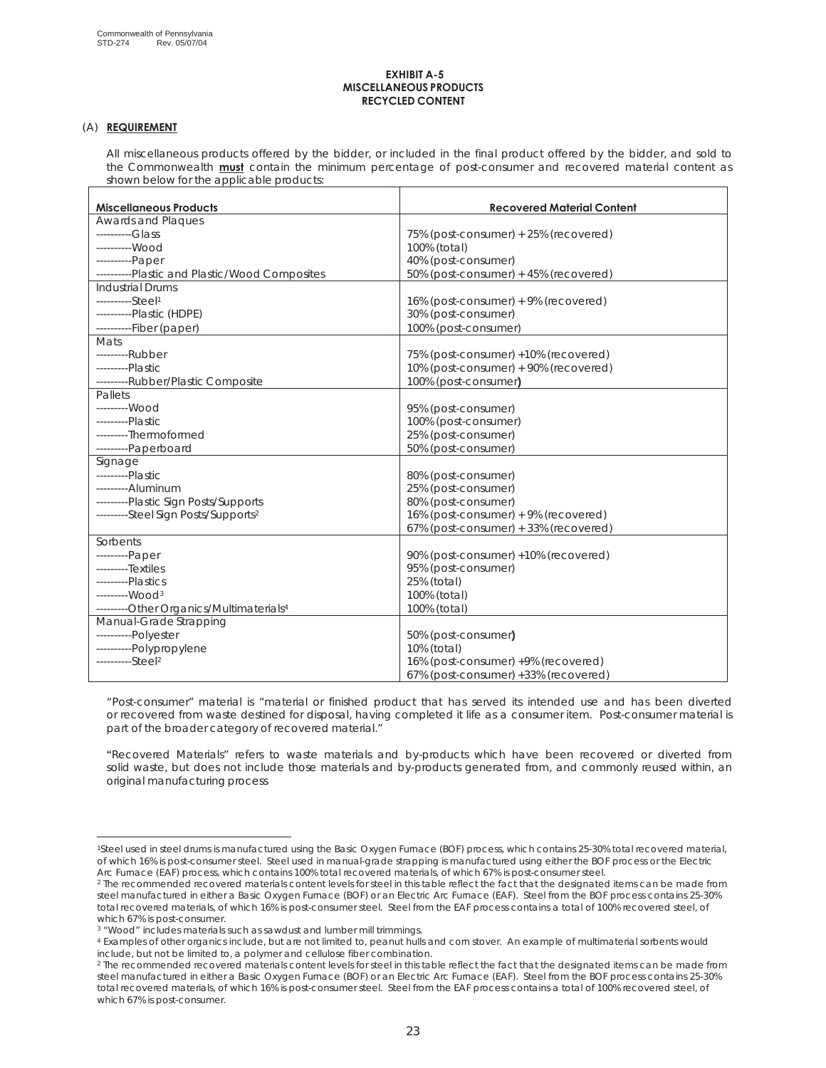Commonwealth of Pennsylvania
STD-274 Rev. 05/07/04

**EXHIBIT A-5**
**MISCELLANEOUS PRODUCTS**
**RECYCLED CONTENT**

(A) **REQUIREMENT**

All miscellaneous products offered by the bidder, or included in the final product offered by the bidder, and sold to the Commonwealth **must** contain the minimum percentage of post-consumer and recovered material content as shown below for the applicable products:

| Miscellaneous Products | Recovered Material Content |
|---|---|
| Awards and Plaques | |
| ----------Glass | 75% (post-consumer) + 25% (recovered) |
| ----------Wood | 100% (total) |
| ----------Paper | 40% (post-consumer) |
| ----------Plastic and Plastic/Wood Composites | 50% (post-consumer) + 45% (recovered) |
| Industrial Drums | |
| ----------Steel[1] | 16% (post-consumer) + 9% (recovered) |
| ----------Plastic (HDPE) | 30% (post-consumer) |
| ----------Fiber (paper) | 100% (post-consumer) |
| Mats | |
| ---------Rubber | 75% (post-consumer) +10% (recovered) |
| ---------Plastic | 10% (post-consumer) + 90% (recovered) |
| ---------Rubber/Plastic Composite | 100% (post-consumer) |
| Pallets | |
| ---------Wood | 95% (post-consumer) |
| ---------Plastic | 100% (post-consumer) |
| ---------Thermoformed | 25% (post-consumer) |
| ---------Paperboard | 50% (post-consumer) |
| Signage | |
| ---------Plastic | 80% (post-consumer) |
| ---------Aluminum | 25% (post-consumer) |
| ---------Plastic Sign Posts/Supports | 80% (post-consumer) |
| ---------Steel Sign Posts/Supports[2] | 16% (post-consumer) + 9% (recovered)<br>67% (post-consumer) + 33% (recovered) |
| Sorbents | |
| ---------Paper | 90% (post-consumer) +10% (recovered) |
| ---------Textiles | 95% (post-consumer) |
| ---------Plastics | 25% (total) |
| ---------Wood[3] | 100% (total) |
| ---------Other Organics/Multimaterials[4] | 100% (total) |
| Manual-Grade Strapping | |
| ----------Polyester | 50% (post-consumer) |
| ----------Polypropylene | 10% (total) |
| ----------Steel[2] | 16% (post-consumer) +9% (recovered)<br>67% (post-consumer) +33% (recovered) |

"Post-consumer" material is "material or finished product that has served its intended use and has been diverted or recovered from waste destined for disposal, having completed it life as a consumer item. Post-consumer material is part of the broader category of recovered material."

"Recovered Materials" refers to waste materials and by-products which have been recovered or diverted from solid waste, but does not include those materials and by-products generated from, and commonly reused within, an original manufacturing process

---

[1] Steel used in steel drums is manufactured using the Basic Oxygen Furnace (BOF) process, which contains 25-30% total recovered material, of which 16% is post-consumer steel. Steel used in manual-grade strapping is manufactured using either the BOF process or the Electric Arc Furnace (EAF) process, which contains 100% total recovered materials, of which 67% is post-consumer steel.

[2] The recommended recovered materials content levels for steel in this table reflect the fact that the designated items can be made from steel manufactured in either a Basic Oxygen Furnace (BOF) or an Electric Arc Furnace (EAF). Steel from the BOF process contains 25-30% total recovered materials, of which 16% is post-consumer steel. Steel from the EAF process contains a total of 100% recovered steel, of which 67% is post-consumer.

[3] "Wood" includes materials such as sawdust and lumber mill trimmings.

[4] Examples of other organics include, but are not limited to, peanut hulls and corn stover. An example of multimaterial sorbents would include, but not be limited to, a polymer and cellulose fiber combination.

[2] The recommended recovered materials content levels for steel in this table reflect the fact that the designated items can be made from steel manufactured in either a Basic Oxygen Furnace (BOF) or an Electric Arc Furnace (EAF). Steel from the BOF process contains 25-30% total recovered materials, of which 16% is post-consumer steel. Steel from the EAF process contains a total of 100% recovered steel, of which 67% is post-consumer.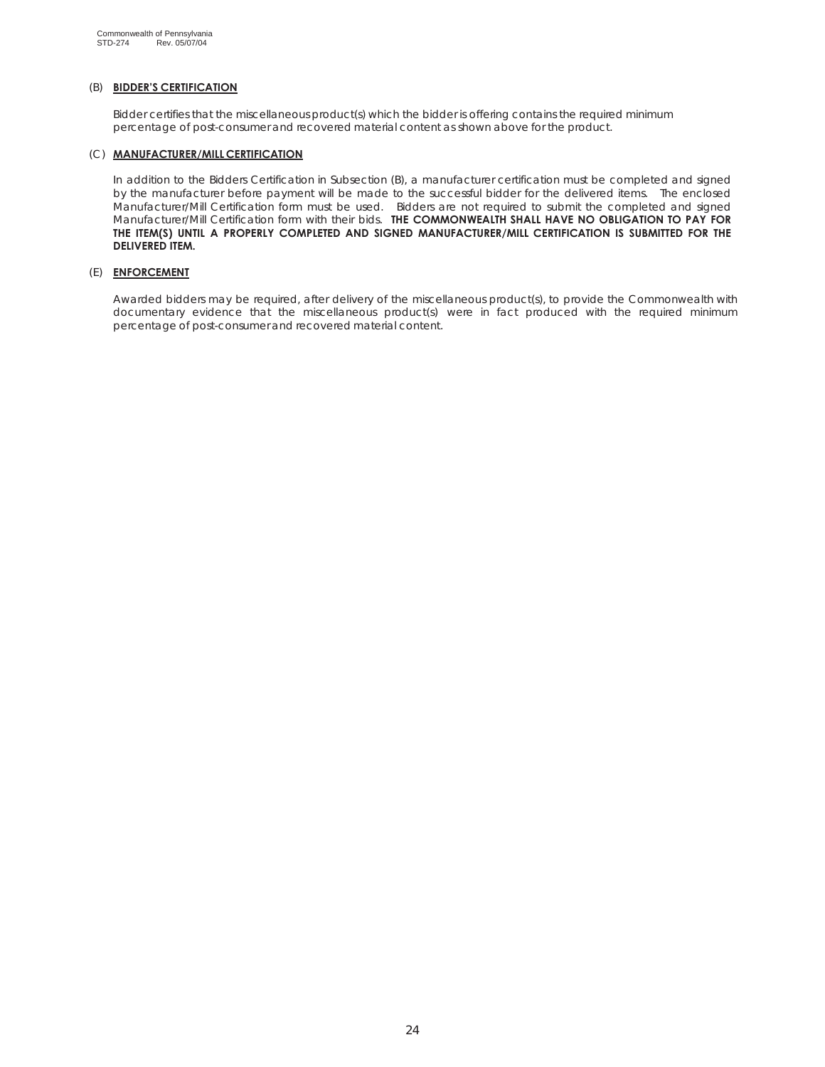(B) **BIDDER'S CERTIFICATION**

Bidder certifies that the miscellaneous product(s) which the bidder is offering contains the required minimum percentage of post-consumer and recovered material content as shown above for the product.

(C) **MANUFACTURER/MILL CERTIFICATION**

In addition to the Bidders Certification in Subsection (B), a manufacturer certification must be completed and signed by the manufacturer before payment will be made to the successful bidder for the delivered items. The enclosed Manufacturer/Mill Certification form must be used. Bidders are not required to submit the completed and signed Manufacturer/Mill Certification form with their bids. **THE COMMONWEALTH SHALL HAVE NO OBLIGATION TO PAY FOR THE ITEM(S) UNTIL A PROPERLY COMPLETED AND SIGNED MANUFACTURER/MILL CERTIFICATION IS SUBMITTED FOR THE DELIVERED ITEM.**

(E) **ENFORCEMENT**

Awarded bidders may be required, after delivery of the miscellaneous product(s), to provide the Commonwealth with documentary evidence that the miscellaneous product(s) were in fact produced with the required minimum percentage of post-consumer and recovered material content.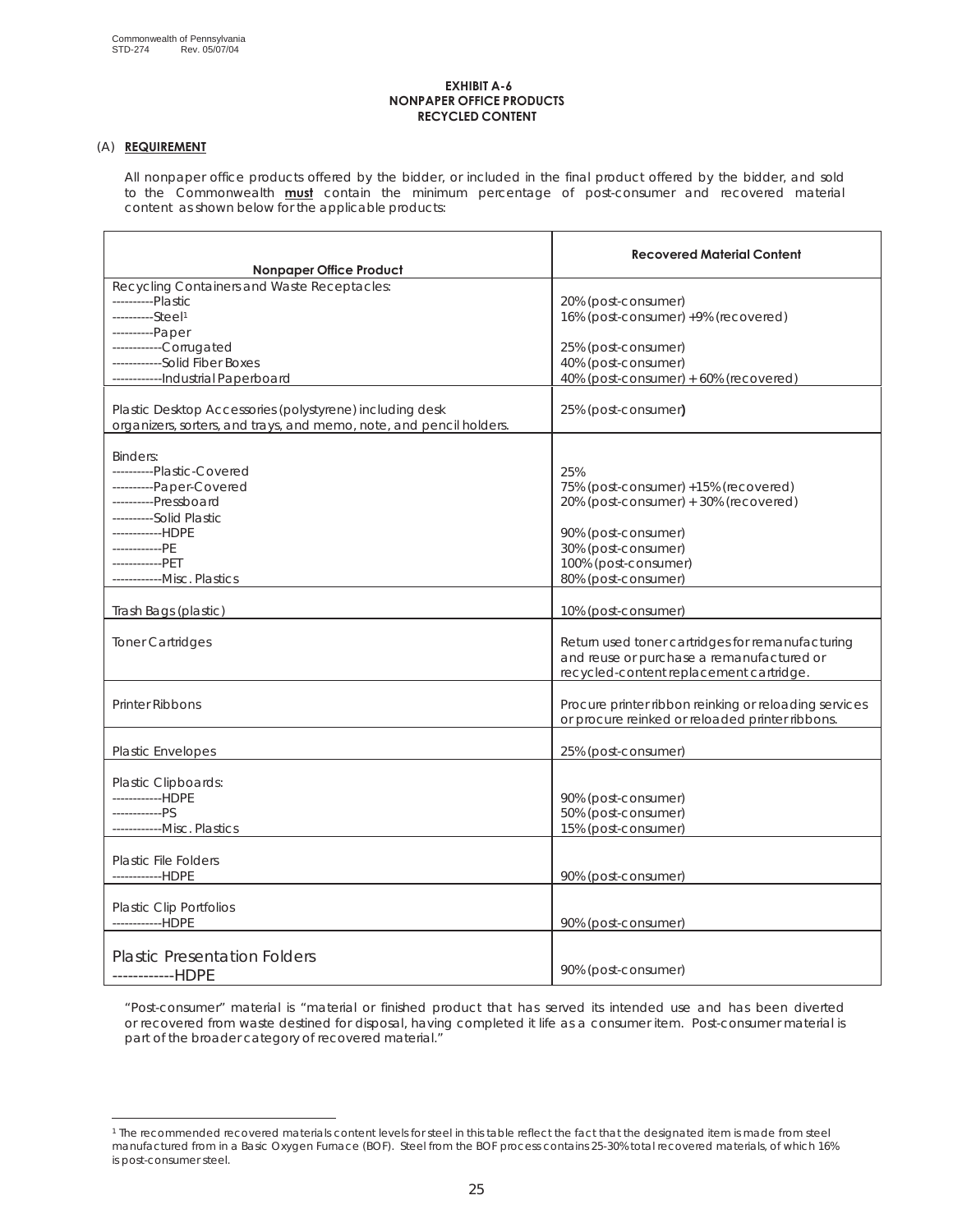Commonwealth of Pennsylvania
STD-274 Rev. 05/07/04

**EXHIBIT A-6**
**NONPAPER OFFICE PRODUCTS**
**RECYCLED CONTENT**

(A) **REQUIREMENT**

All nonpaper office products offered by the bidder, or included in the final product offered by the bidder, and sold to the Commonwealth **must** contain the minimum percentage of post-consumer and recovered material content as shown below for the applicable products:

| Nonpaper Office Product | Recovered Material Content |
|---|---|
| Recycling Containers and Waste Receptacles: | |
| ----------Plastic | 20% (post-consumer) |
| ----------Steel[1] | 16% (post-consumer) +9% (recovered) |
| ----------Paper | |
| ------------Corrugated | 25% (post-consumer) |
| ------------Solid Fiber Boxes | 40% (post-consumer) |
| ------------Industrial Paperboard | 40% (post-consumer) + 60% (recovered) |
| Plastic Desktop Accessories (polystyrene) including desk organizers, sorters, and trays, and memo, note, and pencil holders. | 25% (post-consumer**)** |
| Binders: | |
| ----------Plastic-Covered | 25% |
| ----------Paper-Covered | 75% (post-consumer) +15% (recovered) |
| ----------Pressboard | 20% (post-consumer) + 30% (recovered) |
| ----------Solid Plastic | |
| ------------HDPE | 90% (post-consumer) |
| ------------PE | 30% (post-consumer) |
| ------------PET | 100% (post-consumer) |
| ------------Misc. Plastics | 80% (post-consumer) |
| Trash Bags (plastic) | 10% (post-consumer) |
| Toner Cartridges | Return used toner cartridges for remanufacturing and reuse or purchase a remanufactured or recycled-content replacement cartridge. |
| Printer Ribbons | Procure printer ribbon reinking or reloading services or procure reinked or reloaded printer ribbons. |
| Plastic Envelopes | 25% (post-consumer) |
| Plastic Clipboards: | |
| ------------HDPE | 90% (post-consumer) |
| ------------PS | 50% (post-consumer) |
| ------------Misc. Plastics | 15% (post-consumer) |
| Plastic File Folders | |
| ------------HDPE | 90% (post-consumer) |
| Plastic Clip Portfolios | |
| ------------HDPE | 90% (post-consumer) |
| Plastic Presentation Folders | |
| ------------HDPE | 90% (post-consumer) |

"Post-consumer" material is "material or finished product that has served its intended use and has been diverted or recovered from waste destined for disposal, having completed it life as a consumer item. Post-consumer material is part of the broader category of recovered material."

[1] The recommended recovered materials content levels for steel in this table reflect the fact that the designated item is made from steel manufactured from in a Basic Oxygen Furnace (BOF). Steel from the BOF process contains 25-30% total recovered materials, of which 16% is post-consumer steel.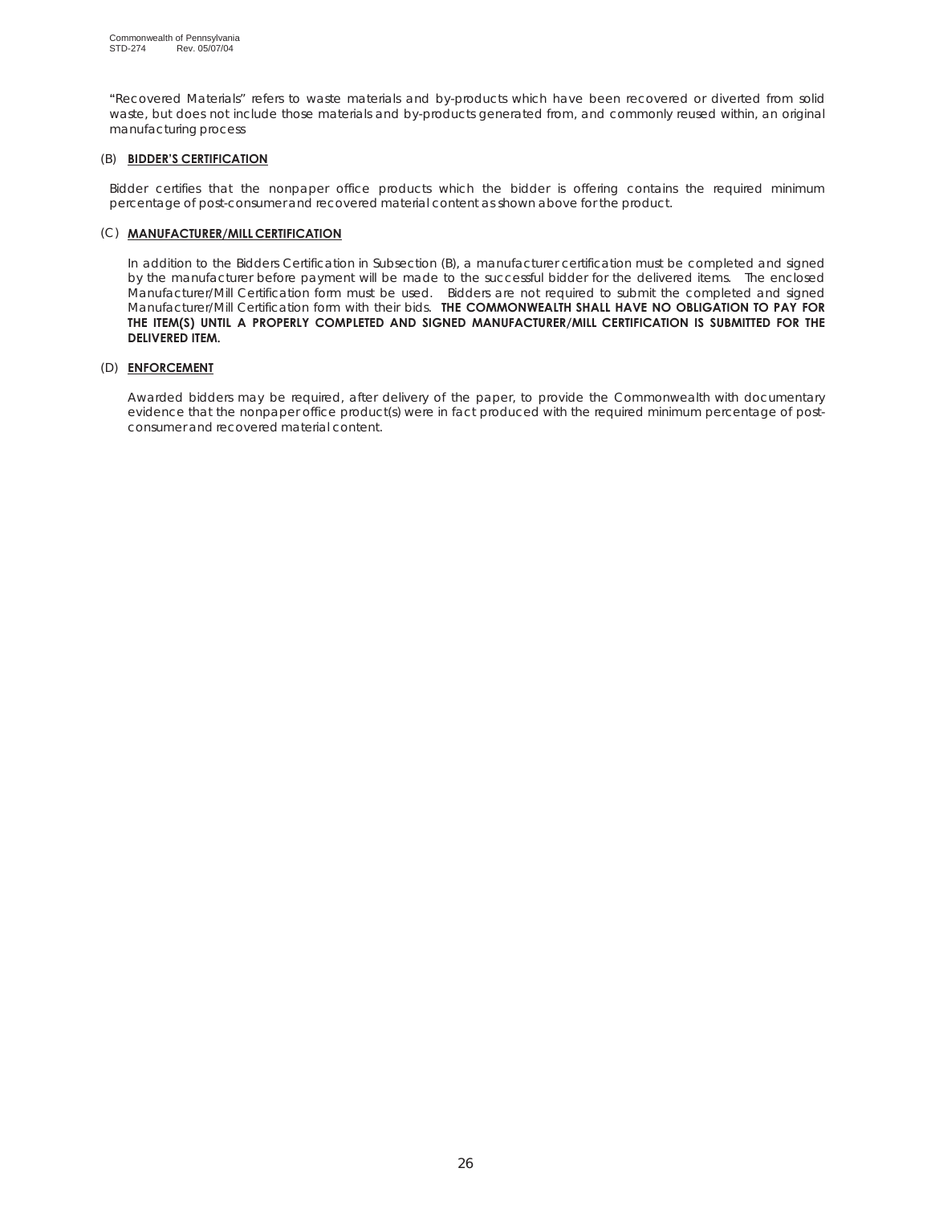"Recovered Materials" refers to waste materials and by-products which have been recovered or diverted from solid waste, but does not include those materials and by-products generated from, and commonly reused within, an original manufacturing process

(B) **BIDDER'S CERTIFICATION**

Bidder certifies that the nonpaper office products which the bidder is offering contains the required minimum percentage of post-consumer and recovered material content as shown above for the product.

(C) **MANUFACTURER/MILL CERTIFICATION**

In addition to the Bidders Certification in Subsection (B), a manufacturer certification must be completed and signed by the manufacturer before payment will be made to the successful bidder for the delivered items. The enclosed Manufacturer/Mill Certification form must be used. Bidders are not required to submit the completed and signed Manufacturer/Mill Certification form with their bids. **THE COMMONWEALTH SHALL HAVE NO OBLIGATION TO PAY FOR THE ITEM(S) UNTIL A PROPERLY COMPLETED AND SIGNED MANUFACTURER/MILL CERTIFICATION IS SUBMITTED FOR THE DELIVERED ITEM.**

(D) **ENFORCEMENT**

Awarded bidders may be required, after delivery of the paper, to provide the Commonwealth with documentary evidence that the nonpaper office product(s) were in fact produced with the required minimum percentage of post-consumer and recovered material content.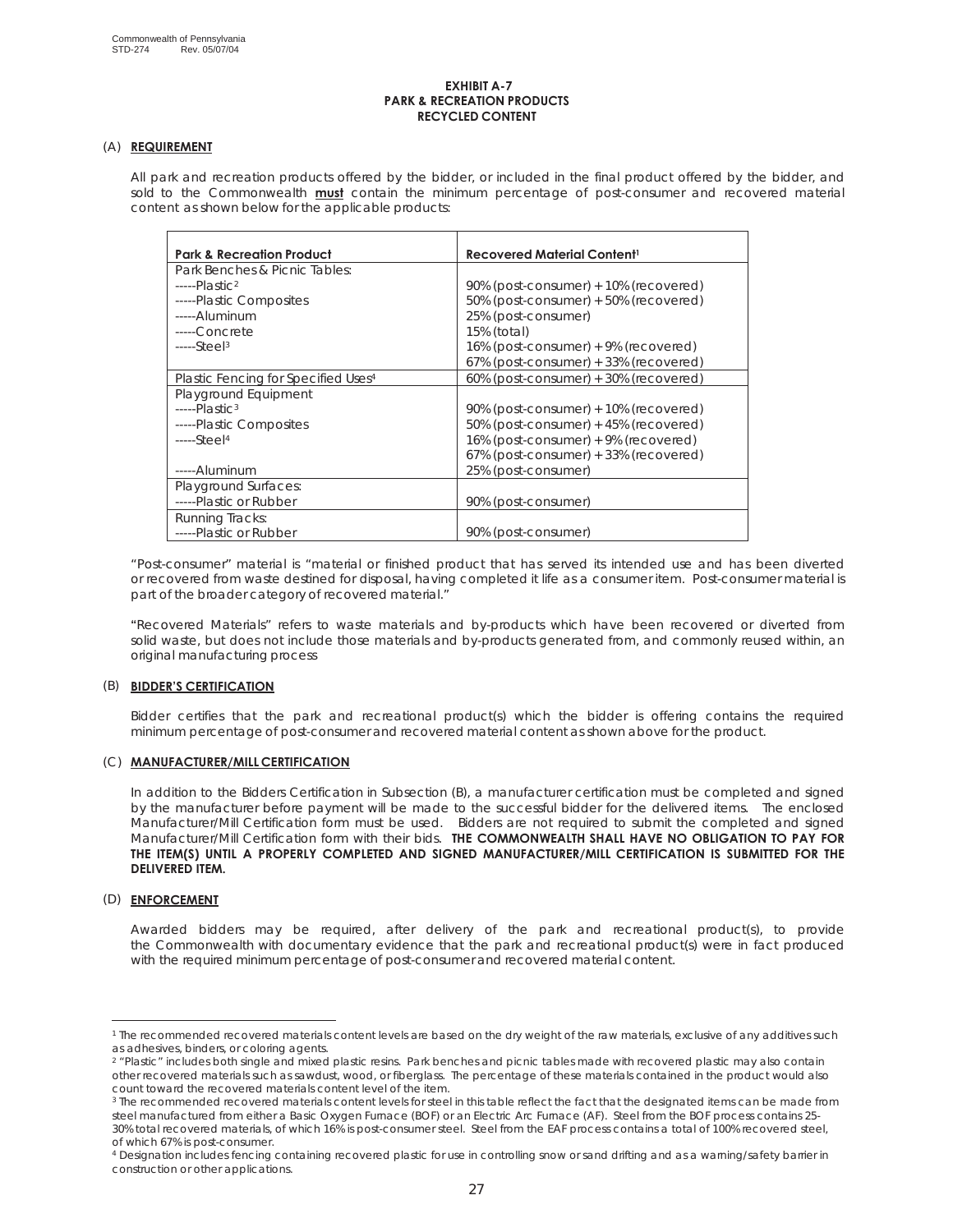Commonwealth of Pennsylvania
STD-274 Rev. 05/07/04

**EXHIBIT A-7**
**PARK & RECREATION PRODUCTS**
**RECYCLED CONTENT**

(A) **REQUIREMENT**

All park and recreation products offered by the bidder, or included in the final product offered by the bidder, and sold to the Commonwealth **must** contain the minimum percentage of post-consumer and recovered material content as shown below for the applicable products:

| Park & Recreation Product | Recovered Material Content[1] |
|---|---|
| Park Benches & Picnic Tables: | |
| -----Plastic[2] | 90% (post-consumer) + 10% (recovered) |
| -----Plastic Composites | 50% (post-consumer) + 50% (recovered) |
| -----Aluminum | 25% (post-consumer) |
| -----Concrete | 15% (total) |
| -----Steel[3] | 16% (post-consumer) + 9% (recovered)<br>67% (post-consumer) + 33% (recovered) |
| Plastic Fencing for Specified Uses[4] | 60% (post-consumer) + 30% (recovered) |
| Playground Equipment | |
| -----Plastic[3] | 90% (post-consumer) + 10% (recovered) |
| -----Plastic Composites | 50% (post-consumer) + 45% (recovered) |
| -----Steel[4] | 16% (post-consumer) + 9% (recovered)<br>67% (post-consumer) + 33% (recovered) |
| -----Aluminum | 25% (post-consumer) |
| Playground Surfaces: | |
| -----Plastic or Rubber | 90% (post-consumer) |
| Running Tracks: | |
| -----Plastic or Rubber | 90% (post-consumer) |

"Post-consumer" material is "material or finished product that has served its intended use and has been diverted or recovered from waste destined for disposal, having completed it life as a consumer item. Post-consumer material is part of the broader category of recovered material."

"Recovered Materials" refers to waste materials and by-products which have been recovered or diverted from solid waste, but does not include those materials and by-products generated from, and commonly reused within, an original manufacturing process

(B) **BIDDER'S CERTIFICATION**

Bidder certifies that the park and recreational product(s) which the bidder is offering contains the required minimum percentage of post-consumer and recovered material content as shown above for the product.

(C) **MANUFACTURER/MILL CERTIFICATION**

In addition to the Bidders Certification in Subsection (B), a manufacturer certification must be completed and signed by the manufacturer before payment will be made to the successful bidder for the delivered items. The enclosed Manufacturer/Mill Certification form must be used. Bidders are not required to submit the completed and signed Manufacturer/Mill Certification form with their bids. **THE COMMONWEALTH SHALL HAVE NO OBLIGATION TO PAY FOR THE ITEM(S) UNTIL A PROPERLY COMPLETED AND SIGNED MANUFACTURER/MILL CERTIFICATION IS SUBMITTED FOR THE DELIVERED ITEM.**

(D) **ENFORCEMENT**

Awarded bidders may be required, after delivery of the park and recreational product(s), to provide the Commonwealth with documentary evidence that the park and recreational product(s) were in fact produced with the required minimum percentage of post-consumer and recovered material content.

---

[1] The recommended recovered materials content levels are based on the dry weight of the raw materials, exclusive of any additives such as adhesives, binders, or coloring agents.

[2] "Plastic" includes both single and mixed plastic resins. Park benches and picnic tables made with recovered plastic may also contain other recovered materials such as sawdust, wood, or fiberglass. The percentage of these materials contained in the product would also count toward the recovered materials content level of the item.

[3] The recommended recovered materials content levels for steel in this table reflect the fact that the designated items can be made from steel manufactured from either a Basic Oxygen Furnace (BOF) or an Electric Arc Furnace (AF). Steel from the BOF process contains 25-30% total recovered materials, of which 16% is post-consumer steel. Steel from the EAF process contains a total of 100% recovered steel, of which 67% is post-consumer.

[4] Designation includes fencing containing recovered plastic for use in controlling snow or sand drifting and as a warning/safety barrier in construction or other applications.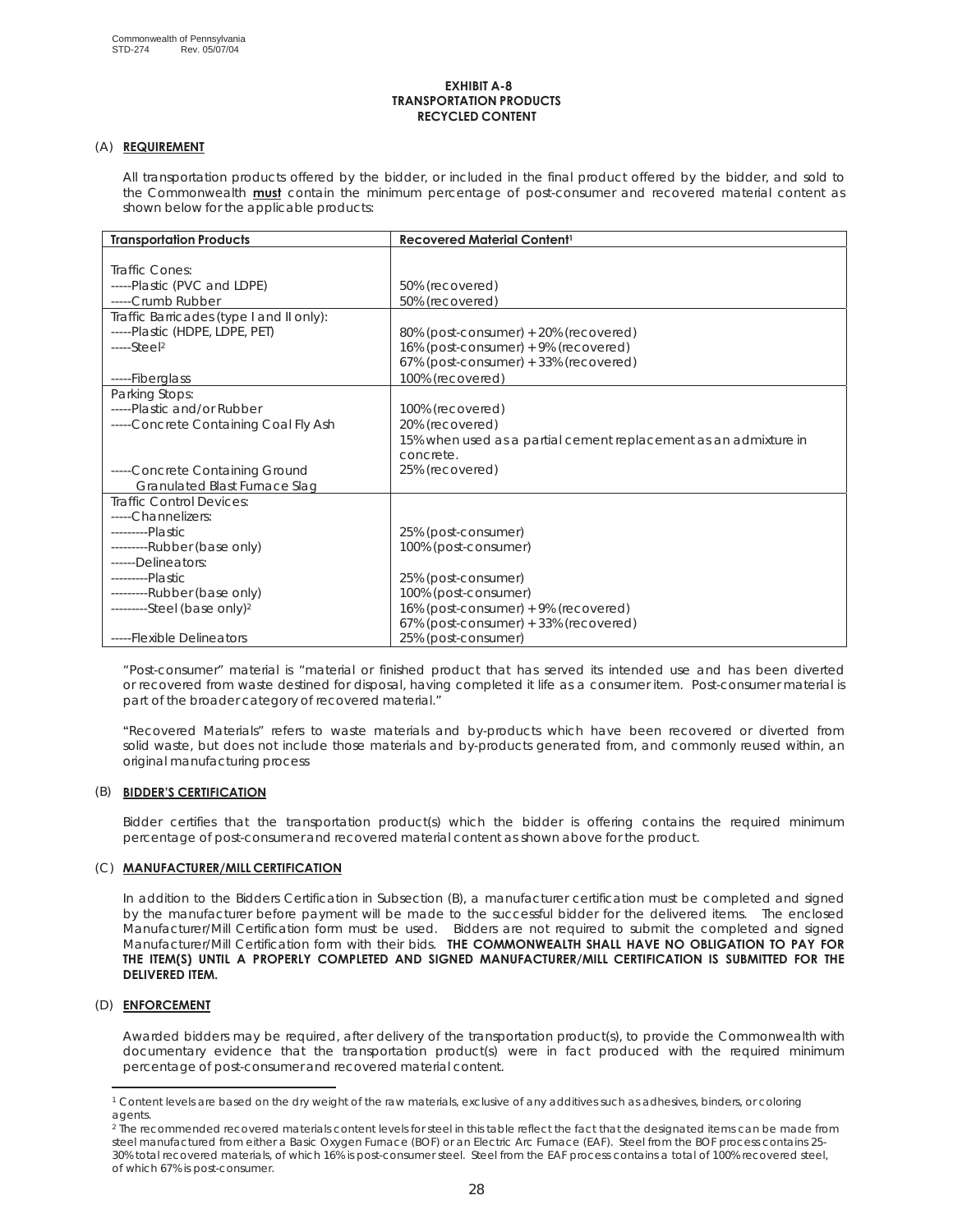Commonwealth of Pennsylvania
STD-274 Rev. 05/07/04

**EXHIBIT A-8**
**TRANSPORTATION PRODUCTS**
**RECYCLED CONTENT**

(A) **REQUIREMENT**

All transportation products offered by the bidder, or included in the final product offered by the bidder, and sold to the Commonwealth **must** contain the minimum percentage of post-consumer and recovered material content as shown below for the applicable products:

| Transportation Products | Recovered Material Content[1] |
|---|---|
| Traffic Cones: | |
| -----Plastic (PVC and LDPE) | 50% (recovered) |
| -----Crumb Rubber | 50% (recovered) |
| Traffic Barricades (type I and II only): | |
| -----Plastic (HDPE, LDPE, PET) | 80% (post-consumer) + 20% (recovered) |
| -----Steel[2] | 16% (post-consumer) + 9% (recovered)<br>67% (post-consumer) + 33% (recovered) |
| -----Fiberglass | 100% (recovered) |
| Parking Stops: | |
| -----Plastic and/or Rubber | 100% (recovered) |
| -----Concrete Containing Coal Fly Ash | 20% (recovered)<br>15% when used as a partial cement replacement as an admixture in concrete. |
| -----Concrete Containing Ground Granulated Blast Furnace Slag | 25% (recovered) |
| Traffic Control Devices: | |
| -----Channelizers: | |
| ---------Plastic | 25% (post-consumer) |
| ---------Rubber (base only) | 100% (post-consumer) |
| ------Delineators: | |
| ---------Plastic | 25% (post-consumer) |
| ---------Rubber (base only) | 100% (post-consumer) |
| ---------Steel (base only)[2] | 16% (post-consumer) + 9% (recovered)<br>67% (post-consumer) + 33% (recovered) |
| -----Flexible Delineators | 25% (post-consumer) |

"Post-consumer" material is "material or finished product that has served its intended use and has been diverted or recovered from waste destined for disposal, having completed it life as a consumer item. Post-consumer material is part of the broader category of recovered material."

"Recovered Materials" refers to waste materials and by-products which have been recovered or diverted from solid waste, but does not include those materials and by-products generated from, and commonly reused within, an original manufacturing process

(B) **BIDDER'S CERTIFICATION**

Bidder certifies that the transportation product(s) which the bidder is offering contains the required minimum percentage of post-consumer and recovered material content as shown above for the product.

(C) **MANUFACTURER/MILL CERTIFICATION**

In addition to the Bidders Certification in Subsection (B), a manufacturer certification must be completed and signed by the manufacturer before payment will be made to the successful bidder for the delivered items. The enclosed Manufacturer/Mill Certification form must be used. Bidders are not required to submit the completed and signed Manufacturer/Mill Certification form with their bids. **THE COMMONWEALTH SHALL HAVE NO OBLIGATION TO PAY FOR THE ITEM(S) UNTIL A PROPERLY COMPLETED AND SIGNED MANUFACTURER/MILL CERTIFICATION IS SUBMITTED FOR THE DELIVERED ITEM.**

(D) **ENFORCEMENT**

Awarded bidders may be required, after delivery of the transportation product(s), to provide the Commonwealth with documentary evidence that the transportation product(s) were in fact produced with the required minimum percentage of post-consumer and recovered material content.

---

[1] Content levels are based on the dry weight of the raw materials, exclusive of any additives such as adhesives, binders, or coloring agents.

[2] The recommended recovered materials content levels for steel in this table reflect the fact that the designated items can be made from steel manufactured from either a Basic Oxygen Furnace (BOF) or an Electric Arc Furnace (EAF). Steel from the BOF process contains 25-30% total recovered materials, of which 16% is post-consumer steel. Steel from the EAF process contains a total of 100% recovered steel, of which 67% is post-consumer.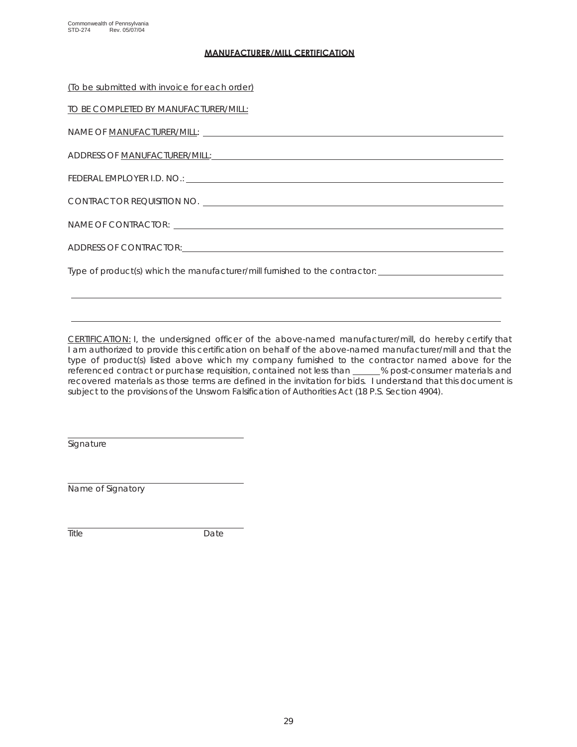Commonwealth of Pennsylvania
STD-274 Rev. 05/07/04

## MANUFACTURER/MILL CERTIFICATION

(To be submitted with invoice for each order)

TO BE COMPLETED BY MANUFACTURER/MILL:

NAME OF MANUFACTURER/MILL: ______________________________

ADDRESS OF MANUFACTURER/MILL: ______________________________

FEDERAL EMPLOYER I.D. NO.: ______________________________

CONTRACT OR REQUISITION NO. ______________________________

NAME OF CONTRACTOR: ______________________________

ADDRESS OF CONTRACTOR: ______________________________

Type of product(s) which the manufacturer/mill furnished to the contractor: ______________________________

______________________________

______________________________

CERTIFICATION: I, the undersigned officer of the above-named manufacturer/mill, do hereby certify that I am authorized to provide this certification on behalf of the above-named manufacturer/mill and that the type of product(s) listed above which my company furnished to the contractor named above for the referenced contract or purchase requisition, contained not less than ______% post-consumer materials and recovered materials as those terms are defined in the invitation for bids. I understand that this document is subject to the provisions of the Unsworn Falsification of Authorities Act (18 P.S. Section 4904).

______________________________
Signature

______________________________
Name of Signatory

______________________________
Title Date